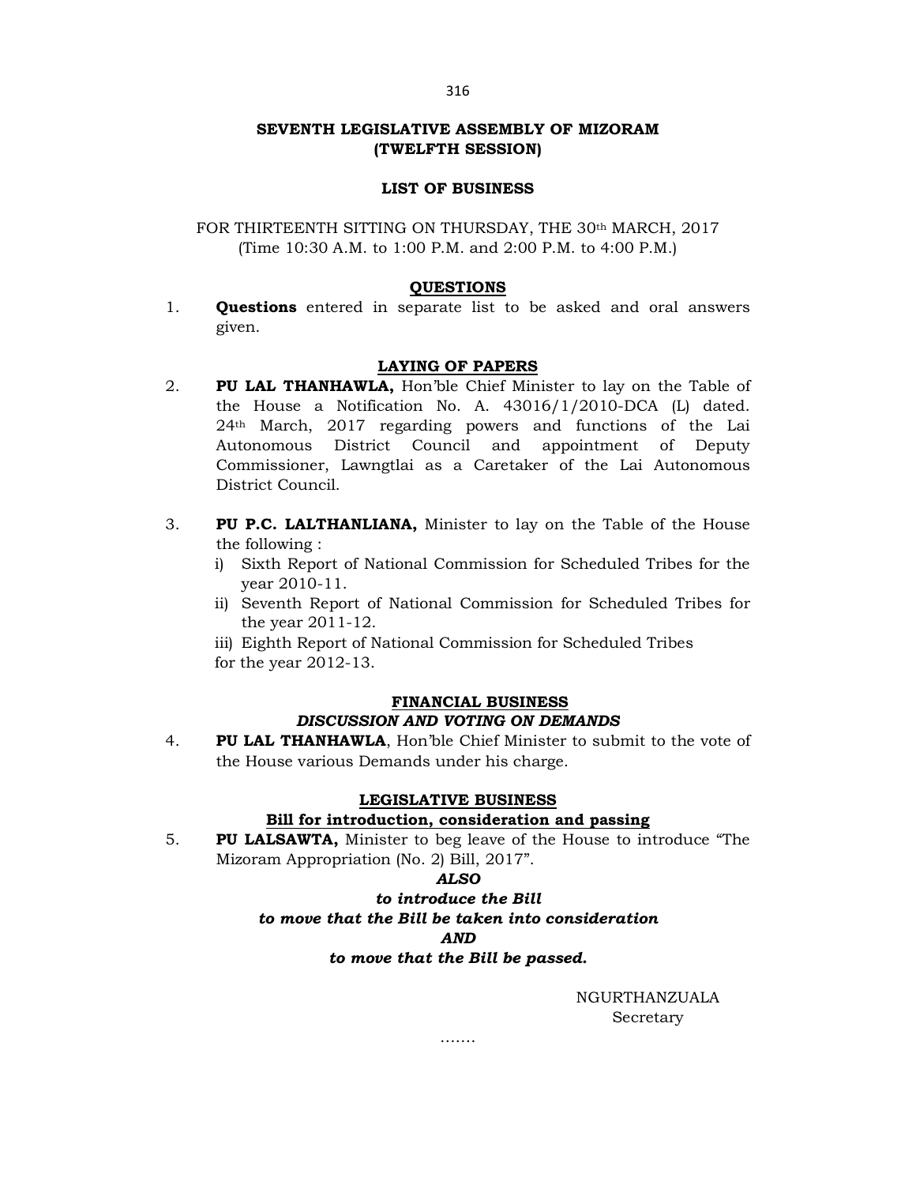# SEVENTH LEGISLATIVE ASSEMBLY OF MIZORAM
## (TWELFTH SESSION)

### LIST OF BUSINESS

FOR THIRTEENTH SITTING ON THURSDAY, THE 30th MARCH, 2017
(Time 10:30 A.M. to 1:00 P.M. and 2:00 P.M. to 4:00 P.M.)

### QUESTIONS

1. **Questions** entered in separate list to be asked and oral answers given.

### LAYING OF PAPERS

2. **PU LAL THANHAWLA,** Hon'ble Chief Minister to lay on the Table of the House a Notification No. A. 43016/1/2010-DCA (L) dated. 24th March, 2017 regarding powers and functions of the Lai Autonomous District Council and appointment of Deputy Commissioner, Lawngtlai as a Caretaker of the Lai Autonomous District Council.

3. **PU P.C. LALTHANLIANA,** Minister to lay on the Table of the House the following :
   i) Sixth Report of National Commission for Scheduled Tribes for the year 2010-11.
   ii) Seventh Report of National Commission for Scheduled Tribes for the year 2011-12.
   iii) Eighth Report of National Commission for Scheduled Tribes for the year 2012-13.

### FINANCIAL BUSINESS
***DISCUSSION AND VOTING ON DEMANDS***

4. **PU LAL THANHAWLA**, Hon'ble Chief Minister to submit to the vote of the House various Demands under his charge.

### LEGISLATIVE BUSINESS
**Bill for introduction, consideration and passing**

5. **PU LALSAWTA,** Minister to beg leave of the House to introduce "The Mizoram Appropriation (No. 2) Bill, 2017".

***ALSO***

***to introduce the Bill***
***to move that the Bill be taken into consideration***
***AND***
***to move that the Bill be passed.***

NGURTHANZUALA
Secretary

…….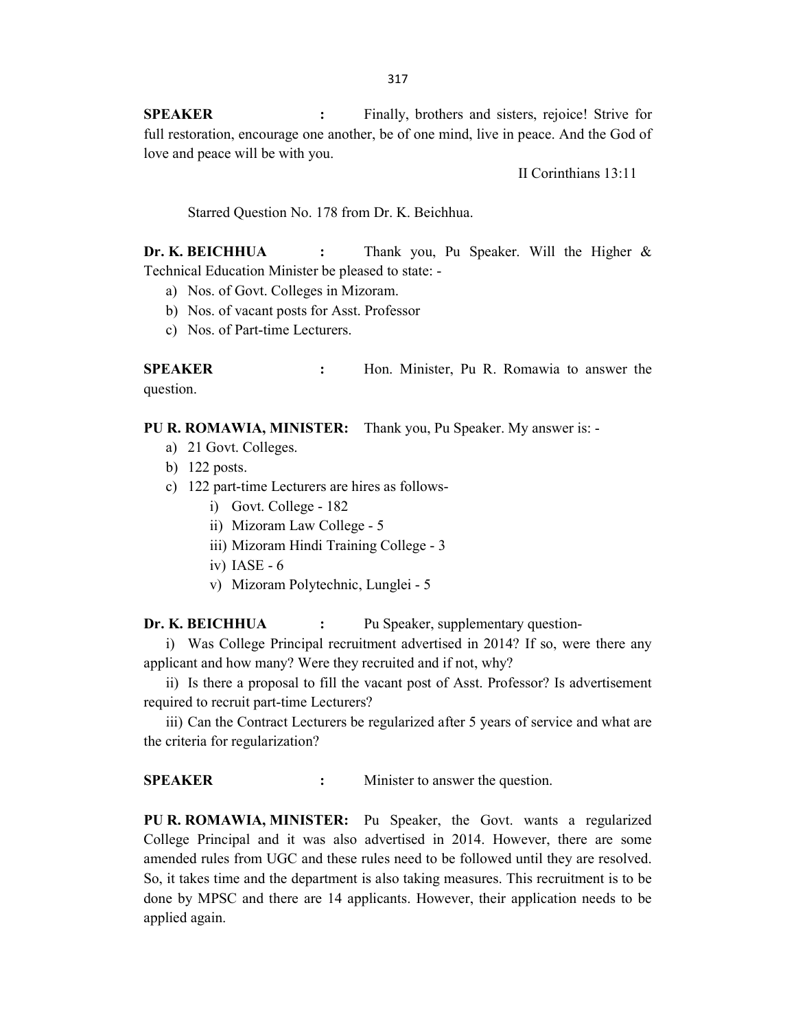**SPEAKER** : Finally, brothers and sisters, rejoice! Strive for full restoration, encourage one another, be of one mind, live in peace. And the God of love and peace will be with you.

II Corinthians 13:11

Starred Question No. 178 from Dr. K. Beichhua.

**Dr. K. BEICHHUA** : Thank you, Pu Speaker. Will the Higher & Technical Education Minister be pleased to state: -

a) Nos. of Govt. Colleges in Mizoram.
b) Nos. of vacant posts for Asst. Professor
c) Nos. of Part-time Lecturers.

**SPEAKER** : Hon. Minister, Pu R. Romawia to answer the question.

**PU R. ROMAWIA, MINISTER:** Thank you, Pu Speaker. My answer is: -

a) 21 Govt. Colleges.
b) 122 posts.
c) 122 part-time Lecturers are hires as follows-
   i) Govt. College - 182
   ii) Mizoram Law College - 5
   iii) Mizoram Hindi Training College - 3
   iv) IASE - 6
   v) Mizoram Polytechnic, Lunglei - 5

**Dr. K. BEICHHUA** : Pu Speaker, supplementary question-

i) Was College Principal recruitment advertised in 2014? If so, were there any applicant and how many? Were they recruited and if not, why?

ii) Is there a proposal to fill the vacant post of Asst. Professor? Is advertisement required to recruit part-time Lecturers?

iii) Can the Contract Lecturers be regularized after 5 years of service and what are the criteria for regularization?

**SPEAKER** : Minister to answer the question.

**PU R. ROMAWIA, MINISTER:** Pu Speaker, the Govt. wants a regularized College Principal and it was also advertised in 2014. However, there are some amended rules from UGC and these rules need to be followed until they are resolved. So, it takes time and the department is also taking measures. This recruitment is to be done by MPSC and there are 14 applicants. However, their application needs to be applied again.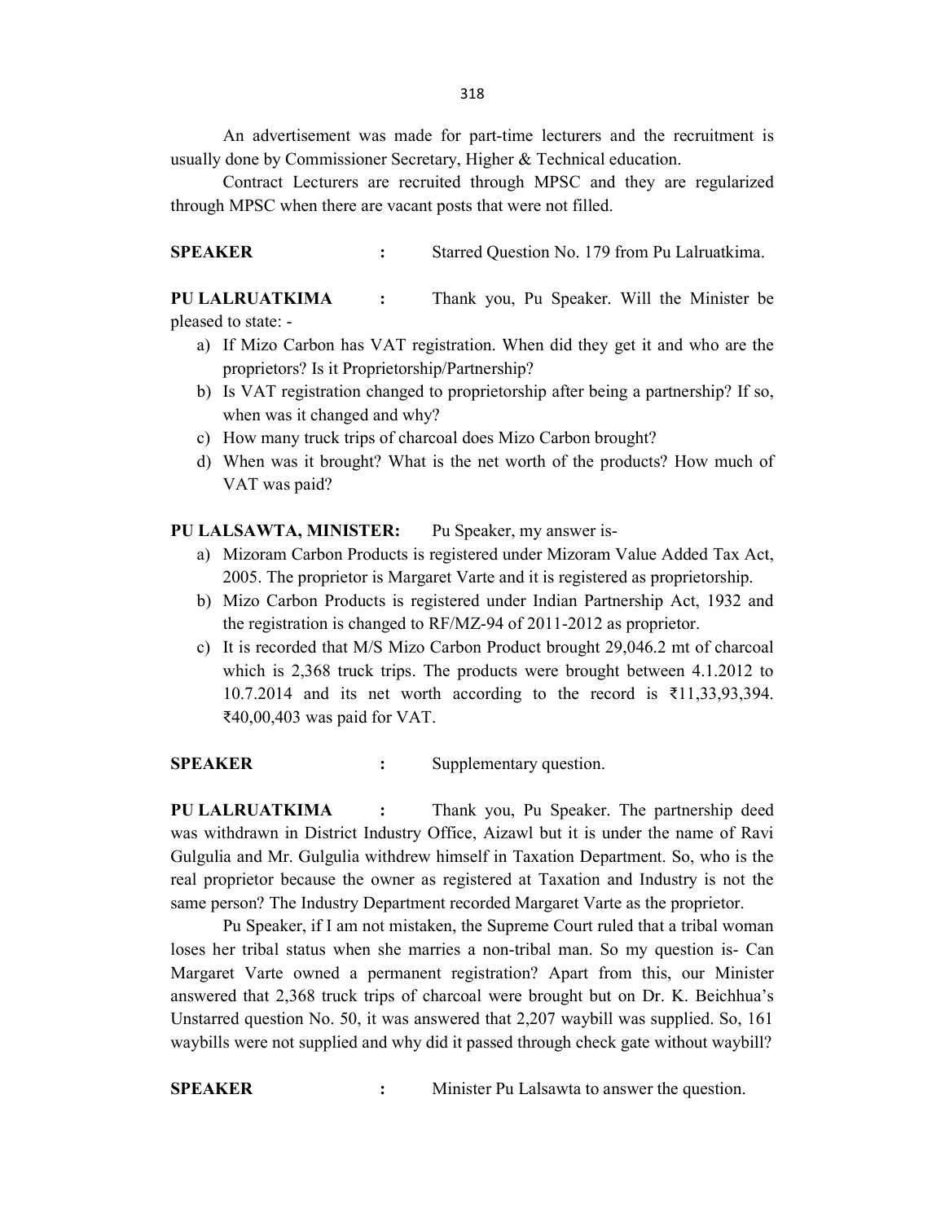An advertisement was made for part-time lecturers and the recruitment is usually done by Commissioner Secretary, Higher & Technical education.

Contract Lecturers are recruited through MPSC and they are regularized through MPSC when there are vacant posts that were not filled.

**SPEAKER** : Starred Question No. 179 from Pu Lalruatkima.

**PU LALRUATKIMA** : Thank you, Pu Speaker. Will the Minister be pleased to state: -

a) If Mizo Carbon has VAT registration. When did they get it and who are the proprietors? Is it Proprietorship/Partnership?
b) Is VAT registration changed to proprietorship after being a partnership? If so, when was it changed and why?
c) How many truck trips of charcoal does Mizo Carbon brought?
d) When was it brought? What is the net worth of the products? How much of VAT was paid?

**PU LALSAWTA, MINISTER:** Pu Speaker, my answer is-

a) Mizoram Carbon Products is registered under Mizoram Value Added Tax Act, 2005. The proprietor is Margaret Varte and it is registered as proprietorship.
b) Mizo Carbon Products is registered under Indian Partnership Act, 1932 and the registration is changed to RF/MZ-94 of 2011-2012 as proprietor.
c) It is recorded that M/S Mizo Carbon Product brought 29,046.2 mt of charcoal which is 2,368 truck trips. The products were brought between 4.1.2012 to 10.7.2014 and its net worth according to the record is ₹11,33,93,394. ₹40,00,403 was paid for VAT.

**SPEAKER** : Supplementary question.

**PU LALRUATKIMA** : Thank you, Pu Speaker. The partnership deed was withdrawn in District Industry Office, Aizawl but it is under the name of Ravi Gulgulia and Mr. Gulgulia withdrew himself in Taxation Department. So, who is the real proprietor because the owner as registered at Taxation and Industry is not the same person? The Industry Department recorded Margaret Varte as the proprietor.

Pu Speaker, if I am not mistaken, the Supreme Court ruled that a tribal woman loses her tribal status when she marries a non-tribal man. So my question is- Can Margaret Varte owned a permanent registration? Apart from this, our Minister answered that 2,368 truck trips of charcoal were brought but on Dr. K. Beichhua's Unstarred question No. 50, it was answered that 2,207 waybill was supplied. So, 161 waybills were not supplied and why did it passed through check gate without waybill?

**SPEAKER** : Minister Pu Lalsawta to answer the question.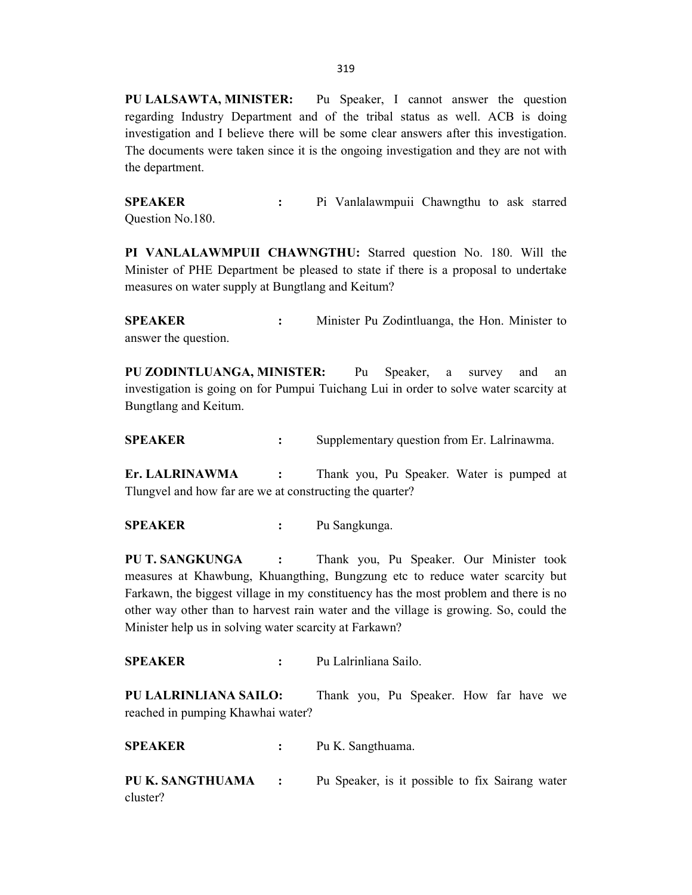**PU LALSAWTA, MINISTER:** Pu Speaker, I cannot answer the question regarding Industry Department and of the tribal status as well. ACB is doing investigation and I believe there will be some clear answers after this investigation. The documents were taken since it is the ongoing investigation and they are not with the department.

**SPEAKER :** Pi Vanlalawmpuii Chawngthu to ask starred Question No.180.

**PI VANLALAWMPUII CHAWNGTHU:** Starred question No. 180. Will the Minister of PHE Department be pleased to state if there is a proposal to undertake measures on water supply at Bungtlang and Keitum?

**SPEAKER :** Minister Pu Zodintluanga, the Hon. Minister to answer the question.

**PU ZODINTLUANGA, MINISTER:** Pu Speaker, a survey and an investigation is going on for Pumpui Tuichang Lui in order to solve water scarcity at Bungtlang and Keitum.

**SPEAKER :** Supplementary question from Er. Lalrinawma.

**Er. LALRINAWMA :** Thank you, Pu Speaker. Water is pumped at Tlungvel and how far are we at constructing the quarter?

**SPEAKER :** Pu Sangkunga.

**PU T. SANGKUNGA :** Thank you, Pu Speaker. Our Minister took measures at Khawbung, Khuangthing, Bungzung etc to reduce water scarcity but Farkawn, the biggest village in my constituency has the most problem and there is no other way other than to harvest rain water and the village is growing. So, could the Minister help us in solving water scarcity at Farkawn?

**SPEAKER :** Pu Lalrinliana Sailo.

**PU LALRINLIANA SAILO:** Thank you, Pu Speaker. How far have we reached in pumping Khawhai water?

**SPEAKER :** Pu K. Sangthuama.

**PU K. SANGTHUAMA :** Pu Speaker, is it possible to fix Sairang water cluster?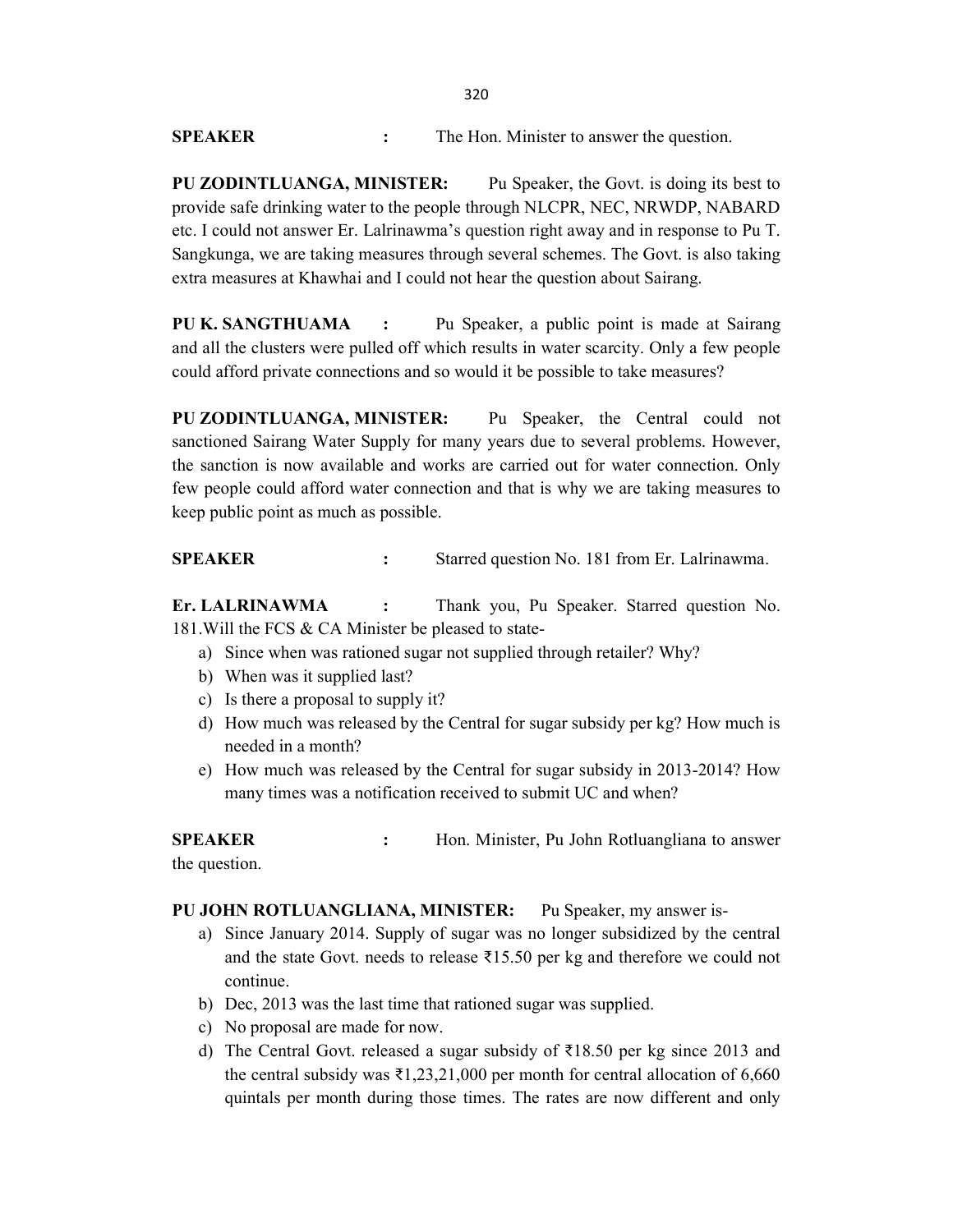**SPEAKER** : The Hon. Minister to answer the question.

**PU ZODINTLUANGA, MINISTER:** Pu Speaker, the Govt. is doing its best to provide safe drinking water to the people through NLCPR, NEC, NRWDP, NABARD etc. I could not answer Er. Lalrinawma's question right away and in response to Pu T. Sangkunga, we are taking measures through several schemes. The Govt. is also taking extra measures at Khawhai and I could not hear the question about Sairang.

**PU K. SANGTHUAMA** : Pu Speaker, a public point is made at Sairang and all the clusters were pulled off which results in water scarcity. Only a few people could afford private connections and so would it be possible to take measures?

**PU ZODINTLUANGA, MINISTER:** Pu Speaker, the Central could not sanctioned Sairang Water Supply for many years due to several problems. However, the sanction is now available and works are carried out for water connection. Only few people could afford water connection and that is why we are taking measures to keep public point as much as possible.

**SPEAKER** : Starred question No. 181 from Er. Lalrinawma.

**Er. LALRINAWMA** : Thank you, Pu Speaker. Starred question No. 181.Will the FCS & CA Minister be pleased to state-

a) Since when was rationed sugar not supplied through retailer? Why?
b) When was it supplied last?
c) Is there a proposal to supply it?
d) How much was released by the Central for sugar subsidy per kg? How much is needed in a month?
e) How much was released by the Central for sugar subsidy in 2013-2014? How many times was a notification received to submit UC and when?

**SPEAKER** : Hon. Minister, Pu John Rotluangliana to answer the question.

**PU JOHN ROTLUANGLIANA, MINISTER:** Pu Speaker, my answer is-

a) Since January 2014. Supply of sugar was no longer subsidized by the central and the state Govt. needs to release ₹15.50 per kg and therefore we could not continue.
b) Dec, 2013 was the last time that rationed sugar was supplied.
c) No proposal are made for now.
d) The Central Govt. released a sugar subsidy of ₹18.50 per kg since 2013 and the central subsidy was ₹1,23,21,000 per month for central allocation of 6,660 quintals per month during those times. The rates are now different and only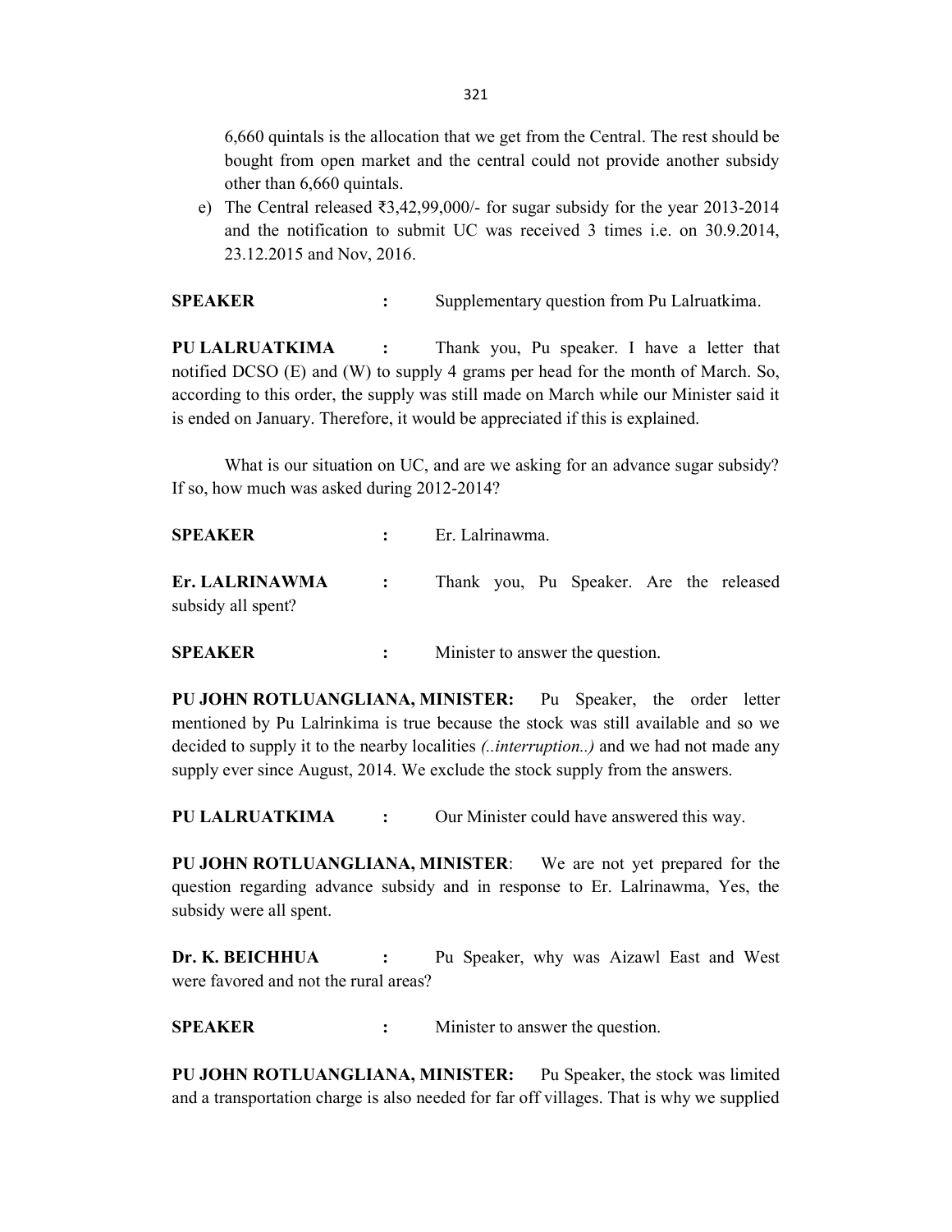6,660 quintals is the allocation that we get from the Central. The rest should be bought from open market and the central could not provide another subsidy other than 6,660 quintals.

e) The Central released ₹3,42,99,000/- for sugar subsidy for the year 2013-2014 and the notification to submit UC was received 3 times i.e. on 30.9.2014, 23.12.2015 and Nov, 2016.

**SPEAKER** **:** Supplementary question from Pu Lalruatkima.

**PU LALRUATKIMA** **:** Thank you, Pu speaker. I have a letter that notified DCSO (E) and (W) to supply 4 grams per head for the month of March. So, according to this order, the supply was still made on March while our Minister said it is ended on January. Therefore, it would be appreciated if this is explained.

What is our situation on UC, and are we asking for an advance sugar subsidy? If so, how much was asked during 2012-2014?

**SPEAKER** **:** Er. Lalrinawma.

**Er. LALRINAWMA** **:** Thank you, Pu Speaker. Are the released subsidy all spent?

**SPEAKER** **:** Minister to answer the question.

**PU JOHN ROTLUANGLIANA, MINISTER:** Pu Speaker, the order letter mentioned by Pu Lalrinkima is true because the stock was still available and so we decided to supply it to the nearby localities *(..interruption..)* and we had not made any supply ever since August, 2014. We exclude the stock supply from the answers.

**PU LALRUATKIMA** **:** Our Minister could have answered this way.

**PU JOHN ROTLUANGLIANA, MINISTER**: We are not yet prepared for the question regarding advance subsidy and in response to Er. Lalrinawma, Yes, the subsidy were all spent.

**Dr. K. BEICHHUA** **:** Pu Speaker, why was Aizawl East and West were favored and not the rural areas?

**SPEAKER** **:** Minister to answer the question.

**PU JOHN ROTLUANGLIANA, MINISTER:** Pu Speaker, the stock was limited and a transportation charge is also needed for far off villages. That is why we supplied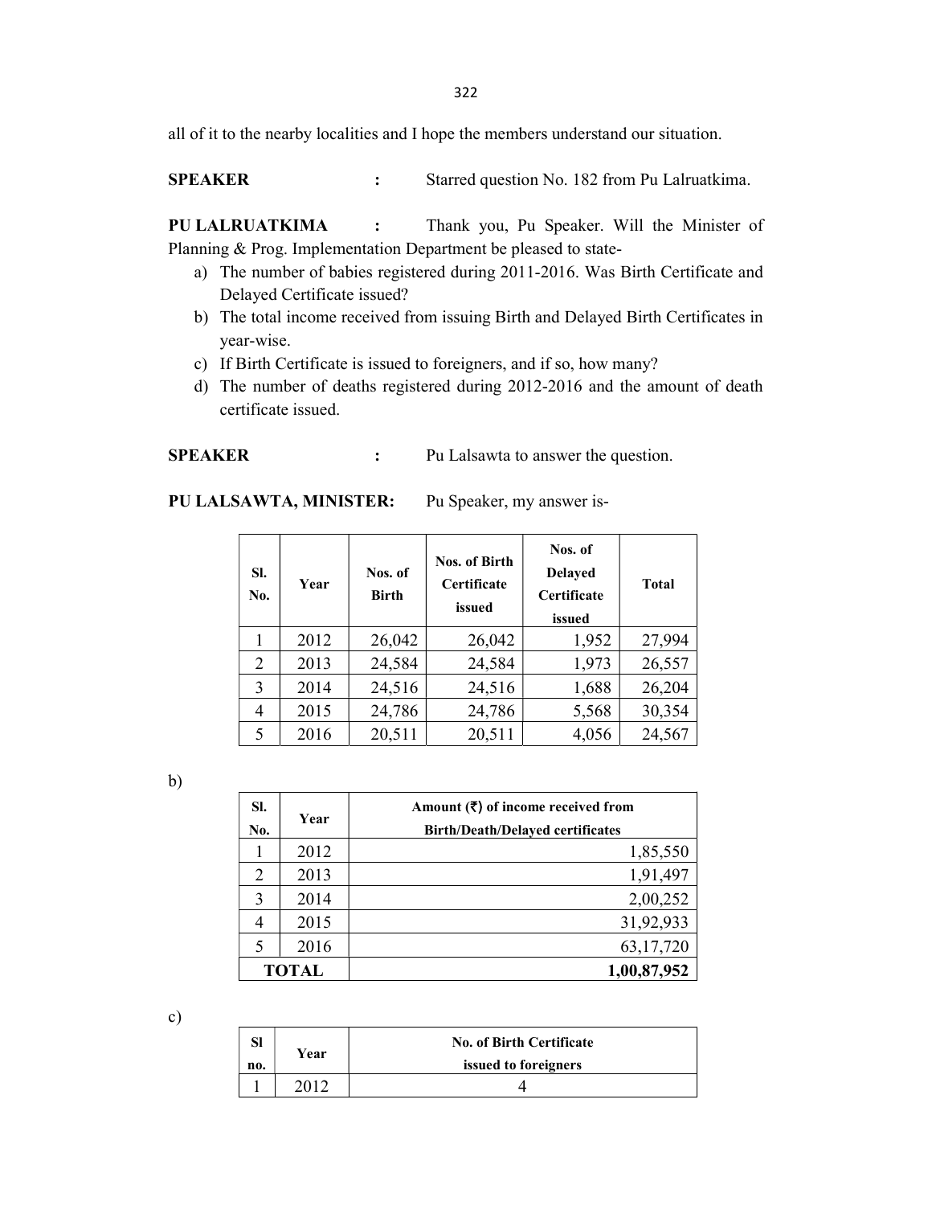all of it to the nearby localities and I hope the members understand our situation.

**SPEAKER** : Starred question No. 182 from Pu Lalruatkima.

**PU LALRUATKIMA** : Thank you, Pu Speaker. Will the Minister of Planning & Prog. Implementation Department be pleased to state-

a) The number of babies registered during 2011-2016. Was Birth Certificate and Delayed Certificate issued?
b) The total income received from issuing Birth and Delayed Birth Certificates in year-wise.
c) If Birth Certificate is issued to foreigners, and if so, how many?
d) The number of deaths registered during 2012-2016 and the amount of death certificate issued.

**SPEAKER** : Pu Lalsawta to answer the question.

**PU LALSAWTA, MINISTER:** Pu Speaker, my answer is-

| Sl. No. | Year | Nos. of Birth | Nos. of Birth Certificate issued | Nos. of Delayed Certificate issued | Total |
|---|---|---|---|---|---|
| 1 | 2012 | 26,042 | 26,042 | 1,952 | 27,994 |
| 2 | 2013 | 24,584 | 24,584 | 1,973 | 26,557 |
| 3 | 2014 | 24,516 | 24,516 | 1,688 | 26,204 |
| 4 | 2015 | 24,786 | 24,786 | 5,568 | 30,354 |
| 5 | 2016 | 20,511 | 20,511 | 4,056 | 24,567 |

b)

| Sl. No. | Year | Amount (₹) of income received from Birth/Death/Delayed certificates |
|---|---|---|
| 1 | 2012 | 1,85,550 |
| 2 | 2013 | 1,91,497 |
| 3 | 2014 | 2,00,252 |
| 4 | 2015 | 31,92,933 |
| 5 | 2016 | 63,17,720 |
| **TOTAL** | | **1,00,87,952** |

c)

| Sl no. | Year | No. of Birth Certificate issued to foreigners |
|---|---|---|
| 1 | 2012 | 4 |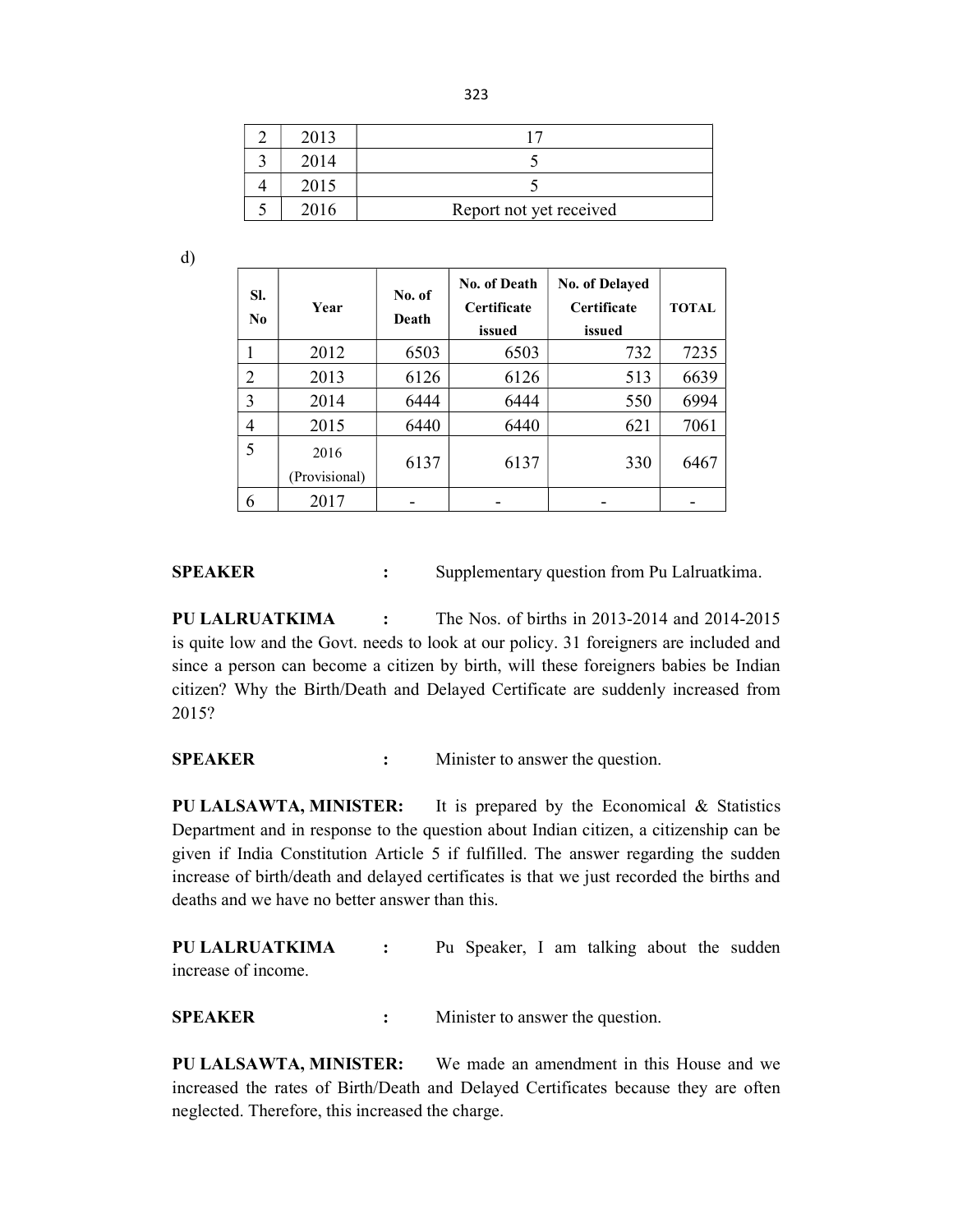| 2 | 2013 | 17 |
|---|---|---|
| 3 | 2014 | 5 |
| 4 | 2015 | 5 |
| 5 | 2016 | Report not yet received |

d)

| Sl. No | Year | No. of Death | No. of Death Certificate issued | No. of Delayed Certificate issued | TOTAL |
|---|---|---|---|---|---|
| 1 | 2012 | 6503 | 6503 | 732 | 7235 |
| 2 | 2013 | 6126 | 6126 | 513 | 6639 |
| 3 | 2014 | 6444 | 6444 | 550 | 6994 |
| 4 | 2015 | 6440 | 6440 | 621 | 7061 |
| 5 | 2016 (Provisional) | 6137 | 6137 | 330 | 6467 |
| 6 | 2017 | - | - | - | - |

**SPEAKER** : Supplementary question from Pu Lalruatkima.

**PU LALRUATKIMA** : The Nos. of births in 2013-2014 and 2014-2015 is quite low and the Govt. needs to look at our policy. 31 foreigners are included and since a person can become a citizen by birth, will these foreigners babies be Indian citizen? Why the Birth/Death and Delayed Certificate are suddenly increased from 2015?

**SPEAKER** : Minister to answer the question.

**PU LALSAWTA, MINISTER:** It is prepared by the Economical & Statistics Department and in response to the question about Indian citizen, a citizenship can be given if India Constitution Article 5 if fulfilled. The answer regarding the sudden increase of birth/death and delayed certificates is that we just recorded the births and deaths and we have no better answer than this.

**PU LALRUATKIMA** : Pu Speaker, I am talking about the sudden increase of income.

**SPEAKER** : Minister to answer the question.

**PU LALSAWTA, MINISTER:** We made an amendment in this House and we increased the rates of Birth/Death and Delayed Certificates because they are often neglected. Therefore, this increased the charge.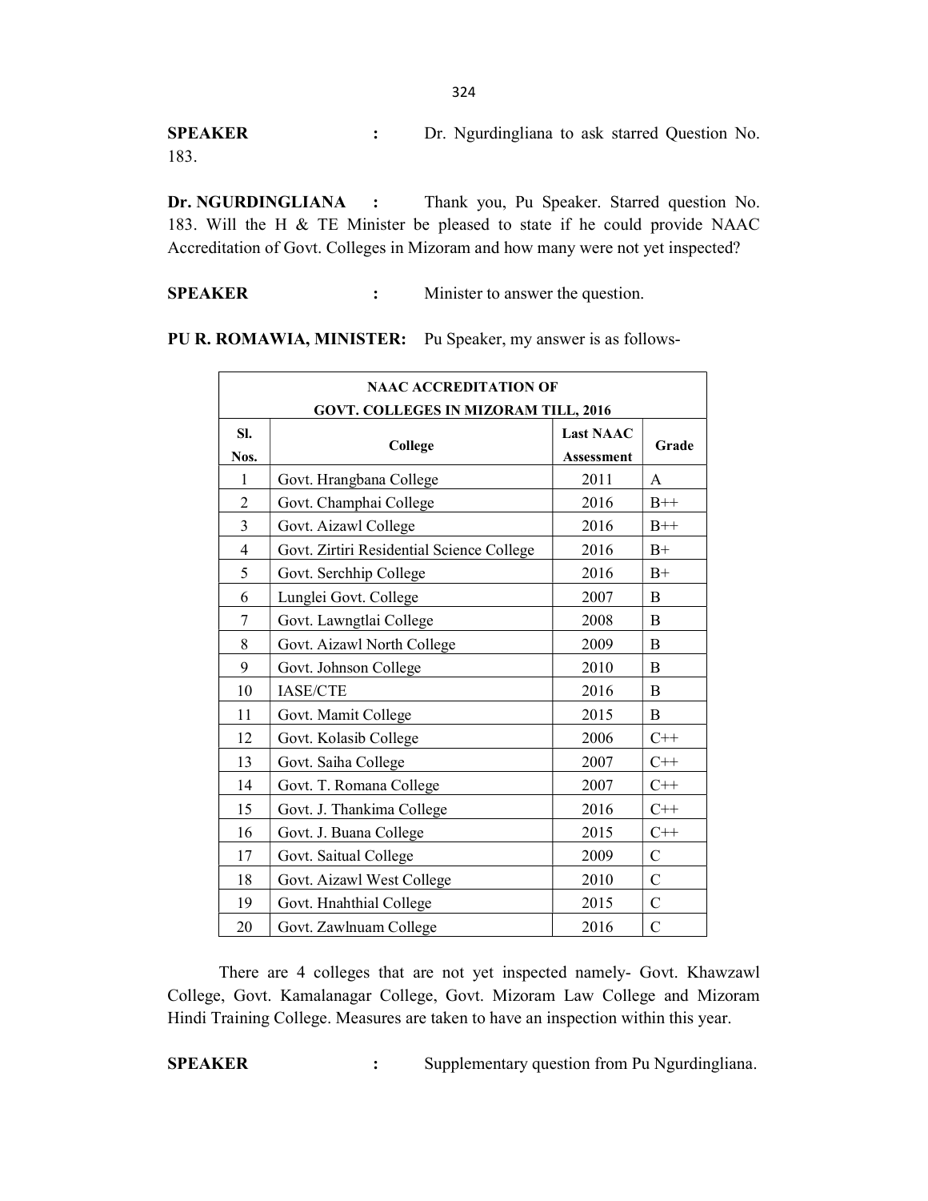**SPEAKER** : Dr. Ngurdingliana to ask starred Question No. 183.

**Dr. NGURDINGLIANA** : Thank you, Pu Speaker. Starred question No. 183. Will the H & TE Minister be pleased to state if he could provide NAAC Accreditation of Govt. Colleges in Mizoram and how many were not yet inspected?

**SPEAKER** : Minister to answer the question.

**PU R. ROMAWIA, MINISTER:** Pu Speaker, my answer is as follows-

| **NAAC ACCREDITATION OF GOVT. COLLEGES IN MIZORAM TILL, 2016** | | | |
|---|---|---|---|
| **Sl. Nos.** | **College** | **Last NAAC Assessment** | **Grade** |
| 1 | Govt. Hrangbana College | 2011 | A |
| 2 | Govt. Champhai College | 2016 | B++ |
| 3 | Govt. Aizawl College | 2016 | B++ |
| 4 | Govt. Zirtiri Residential Science College | 2016 | B+ |
| 5 | Govt. Serchhip College | 2016 | B+ |
| 6 | Lunglei Govt. College | 2007 | B |
| 7 | Govt. Lawngtlai College | 2008 | B |
| 8 | Govt. Aizawl North College | 2009 | B |
| 9 | Govt. Johnson College | 2010 | B |
| 10 | IASE/CTE | 2016 | B |
| 11 | Govt. Mamit College | 2015 | B |
| 12 | Govt. Kolasib College | 2006 | C++ |
| 13 | Govt. Saiha College | 2007 | C++ |
| 14 | Govt. T. Romana College | 2007 | C++ |
| 15 | Govt. J. Thankima College | 2016 | C++ |
| 16 | Govt. J. Buana College | 2015 | C++ |
| 17 | Govt. Saitual College | 2009 | C |
| 18 | Govt. Aizawl West College | 2010 | C |
| 19 | Govt. Hnahthial College | 2015 | C |
| 20 | Govt. Zawlnuam College | 2016 | C |

There are 4 colleges that are not yet inspected namely- Govt. Khawzawl College, Govt. Kamalanagar College, Govt. Mizoram Law College and Mizoram Hindi Training College. Measures are taken to have an inspection within this year.

**SPEAKER** : Supplementary question from Pu Ngurdingliana.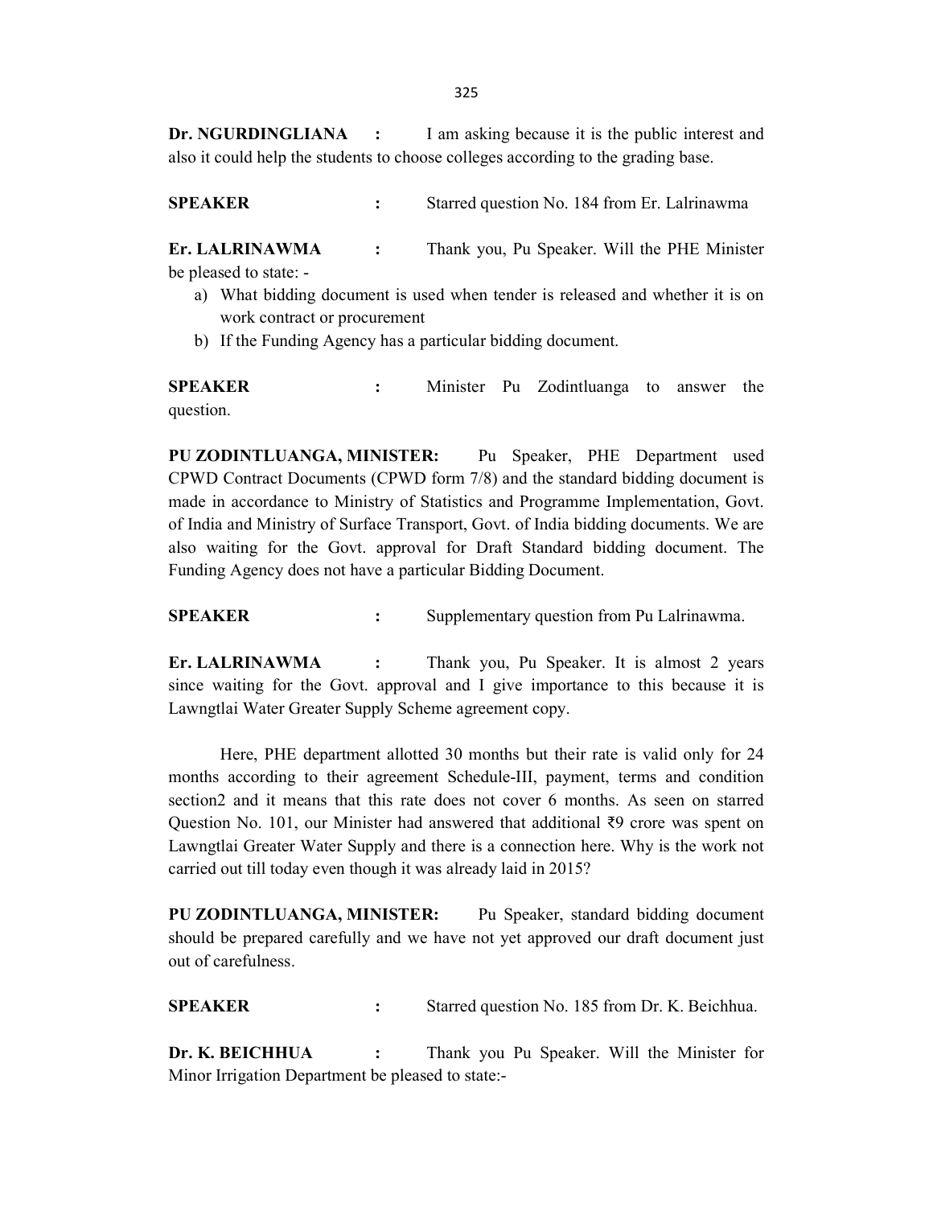**Dr. NGURDINGLIANA :** I am asking because it is the public interest and also it could help the students to choose colleges according to the grading base.

**SPEAKER :** Starred question No. 184 from Er. Lalrinawma

**Er. LALRINAWMA :** Thank you, Pu Speaker. Will the PHE Minister be pleased to state: -

a) What bidding document is used when tender is released and whether it is on work contract or procurement
b) If the Funding Agency has a particular bidding document.

**SPEAKER :** Minister Pu Zodintluanga to answer the question.

**PU ZODINTLUANGA, MINISTER:** Pu Speaker, PHE Department used CPWD Contract Documents (CPWD form 7/8) and the standard bidding document is made in accordance to Ministry of Statistics and Programme Implementation, Govt. of India and Ministry of Surface Transport, Govt. of India bidding documents. We are also waiting for the Govt. approval for Draft Standard bidding document. The Funding Agency does not have a particular Bidding Document.

**SPEAKER :** Supplementary question from Pu Lalrinawma.

**Er. LALRINAWMA :** Thank you, Pu Speaker. It is almost 2 years since waiting for the Govt. approval and I give importance to this because it is Lawngtlai Water Greater Supply Scheme agreement copy.

Here, PHE department allotted 30 months but their rate is valid only for 24 months according to their agreement Schedule-III, payment, terms and condition section2 and it means that this rate does not cover 6 months. As seen on starred Question No. 101, our Minister had answered that additional ₹9 crore was spent on Lawngtlai Greater Water Supply and there is a connection here. Why is the work not carried out till today even though it was already laid in 2015?

**PU ZODINTLUANGA, MINISTER:** Pu Speaker, standard bidding document should be prepared carefully and we have not yet approved our draft document just out of carefulness.

**SPEAKER :** Starred question No. 185 from Dr. K. Beichhua.

**Dr. K. BEICHHUA :** Thank you Pu Speaker. Will the Minister for Minor Irrigation Department be pleased to state:-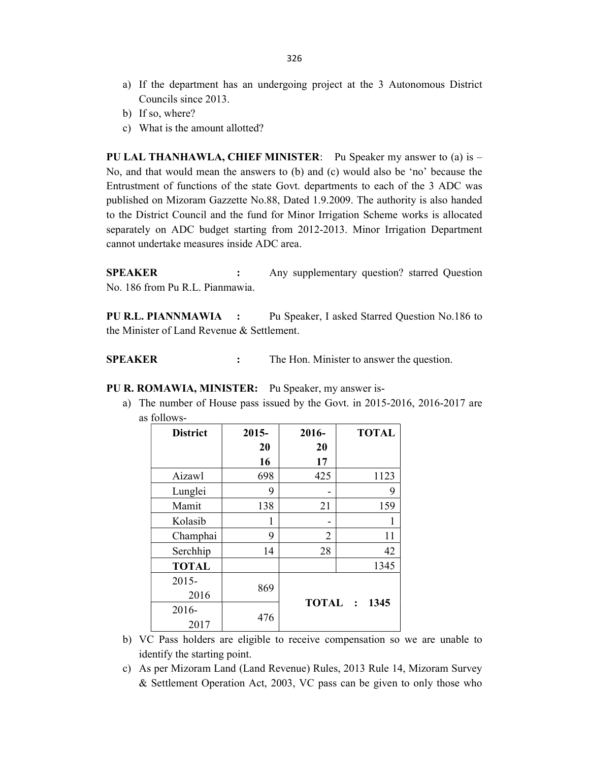a) If the department has an undergoing project at the 3 Autonomous District Councils since 2013.
b) If so, where?
c) What is the amount allotted?

**PU LAL THANHAWLA, CHIEF MINISTER**: Pu Speaker my answer to (a) is – No, and that would mean the answers to (b) and (c) would also be 'no' because the Entrustment of functions of the state Govt. departments to each of the 3 ADC was published on Mizoram Gazzette No.88, Dated 1.9.2009. The authority is also handed to the District Council and the fund for Minor Irrigation Scheme works is allocated separately on ADC budget starting from 2012-2013. Minor Irrigation Department cannot undertake measures inside ADC area.

**SPEAKER** : Any supplementary question? starred Question No. 186 from Pu R.L. Pianmawia.

**PU R.L. PIANNMAWIA** : Pu Speaker, I asked Starred Question No.186 to the Minister of Land Revenue & Settlement.

**SPEAKER** : The Hon. Minister to answer the question.

**PU R. ROMAWIA, MINISTER:** Pu Speaker, my answer is-

a) The number of House pass issued by the Govt. in 2015-2016, 2016-2017 are as follows-

| District | 2015-2016 | 2016-2017 | TOTAL |
|---|---|---|---|
| Aizawl | 698 | 425 | 1123 |
| Lunglei | 9 | - | 9 |
| Mamit | 138 | 21 | 159 |
| Kolasib | 1 | - | 1 |
| Champhai | 9 | 2 | 11 |
| Serchhip | 14 | 28 | 42 |
| **TOTAL** | | | 1345 |
| 2015-2016 | 869 | **TOTAL : 1345** | |
| 2016-2017 | 476 | | |

b) VC Pass holders are eligible to receive compensation so we are unable to identify the starting point.
c) As per Mizoram Land (Land Revenue) Rules, 2013 Rule 14, Mizoram Survey & Settlement Operation Act, 2003, VC pass can be given to only those who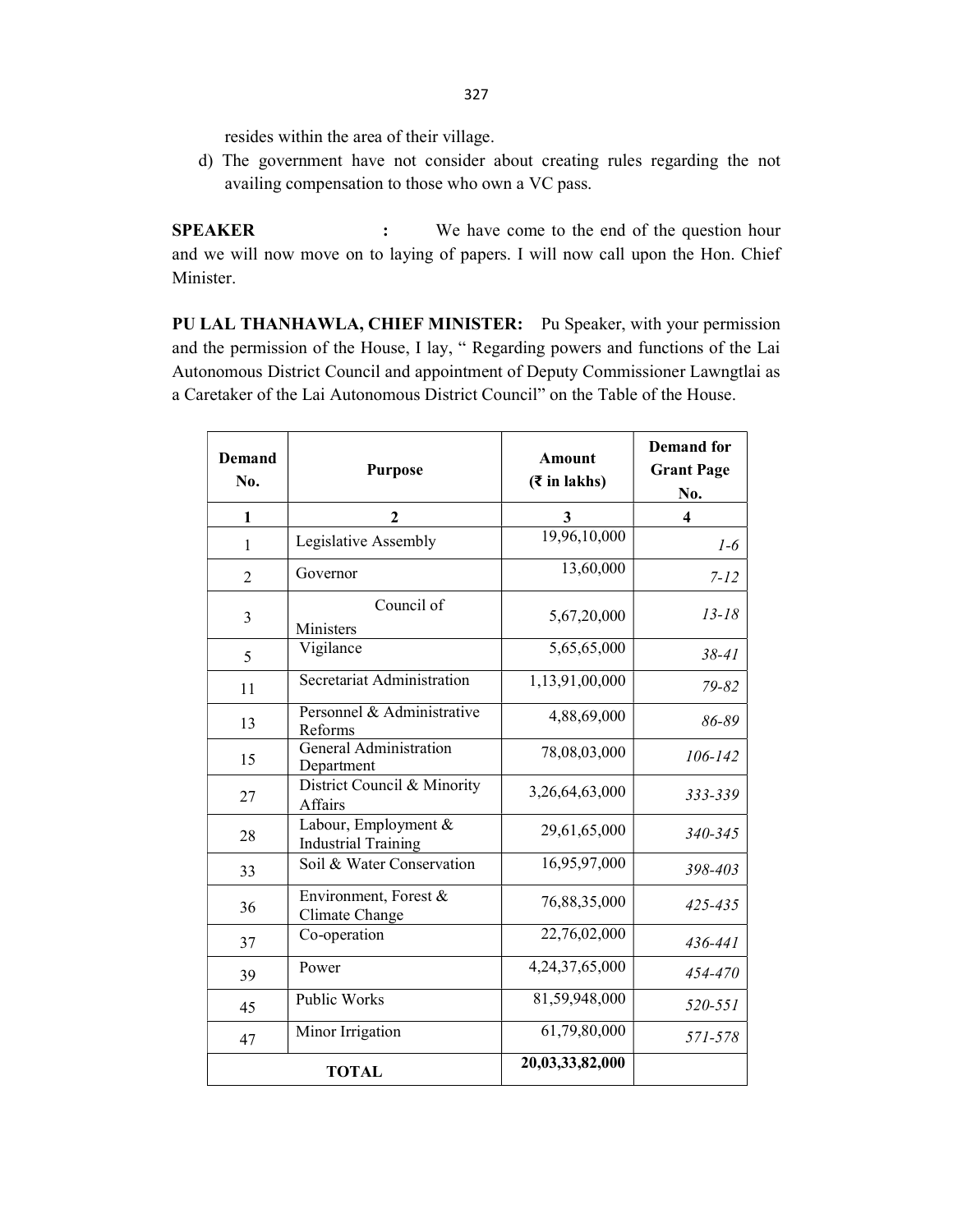resides within the area of their village.

d) The government have not consider about creating rules regarding the not availing compensation to those who own a VC pass.

**SPEAKER :** We have come to the end of the question hour and we will now move on to laying of papers. I will now call upon the Hon. Chief Minister.

**PU LAL THANHAWLA, CHIEF MINISTER:** Pu Speaker, with your permission and the permission of the House, I lay, " Regarding powers and functions of the Lai Autonomous District Council and appointment of Deputy Commissioner Lawngtlai as a Caretaker of the Lai Autonomous District Council" on the Table of the House.

| Demand No. | Purpose | Amount (₹ in lakhs) | Demand for Grant Page No. |
|---|---|---|---|
| **1** | **2** | **3** | **4** |
| 1 | Legislative Assembly | 19,96,10,000 | *1-6* |
| 2 | Governor | 13,60,000 | *7-12* |
| 3 | Council of Ministers | 5,67,20,000 | *13-18* |
| 5 | Vigilance | 5,65,65,000 | *38-41* |
| 11 | Secretariat Administration | 1,13,91,00,000 | *79-82* |
| 13 | Personnel & Administrative Reforms | 4,88,69,000 | *86-89* |
| 15 | General Administration Department | 78,08,03,000 | *106-142* |
| 27 | District Council & Minority Affairs | 3,26,64,63,000 | *333-339* |
| 28 | Labour, Employment & Industrial Training | 29,61,65,000 | *340-345* |
| 33 | Soil & Water Conservation | 16,95,97,000 | *398-403* |
| 36 | Environment, Forest & Climate Change | 76,88,35,000 | *425-435* |
| 37 | Co-operation | 22,76,02,000 | *436-441* |
| 39 | Power | 4,24,37,65,000 | *454-470* |
| 45 | Public Works | 81,59,948,000 | *520-551* |
| 47 | Minor Irrigation | 61,79,80,000 | *571-578* |
| **TOTAL** | | **20,03,33,82,000** | |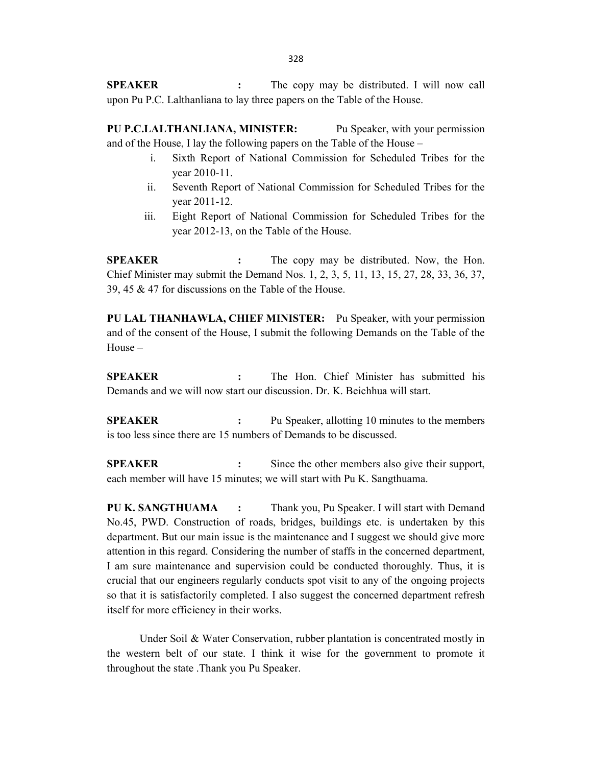**SPEAKER** : The copy may be distributed. I will now call upon Pu P.C. Lalthanliana to lay three papers on the Table of the House.

**PU P.C.LALTHANLIANA, MINISTER:** Pu Speaker, with your permission and of the House, I lay the following papers on the Table of the House –

i. Sixth Report of National Commission for Scheduled Tribes for the year 2010-11.
ii. Seventh Report of National Commission for Scheduled Tribes for the year 2011-12.
iii. Eight Report of National Commission for Scheduled Tribes for the year 2012-13, on the Table of the House.

**SPEAKER** : The copy may be distributed. Now, the Hon. Chief Minister may submit the Demand Nos. 1, 2, 3, 5, 11, 13, 15, 27, 28, 33, 36, 37, 39, 45 & 47 for discussions on the Table of the House.

**PU LAL THANHAWLA, CHIEF MINISTER:** Pu Speaker, with your permission and of the consent of the House, I submit the following Demands on the Table of the House –

**SPEAKER** : The Hon. Chief Minister has submitted his Demands and we will now start our discussion. Dr. K. Beichhua will start.

**SPEAKER** : Pu Speaker, allotting 10 minutes to the members is too less since there are 15 numbers of Demands to be discussed.

**SPEAKER** : Since the other members also give their support, each member will have 15 minutes; we will start with Pu K. Sangthuama.

**PU K. SANGTHUAMA** : Thank you, Pu Speaker. I will start with Demand No.45, PWD. Construction of roads, bridges, buildings etc. is undertaken by this department. But our main issue is the maintenance and I suggest we should give more attention in this regard. Considering the number of staffs in the concerned department, I am sure maintenance and supervision could be conducted thoroughly. Thus, it is crucial that our engineers regularly conducts spot visit to any of the ongoing projects so that it is satisfactorily completed. I also suggest the concerned department refresh itself for more efficiency in their works.

Under Soil & Water Conservation, rubber plantation is concentrated mostly in the western belt of our state. I think it wise for the government to promote it throughout the state .Thank you Pu Speaker.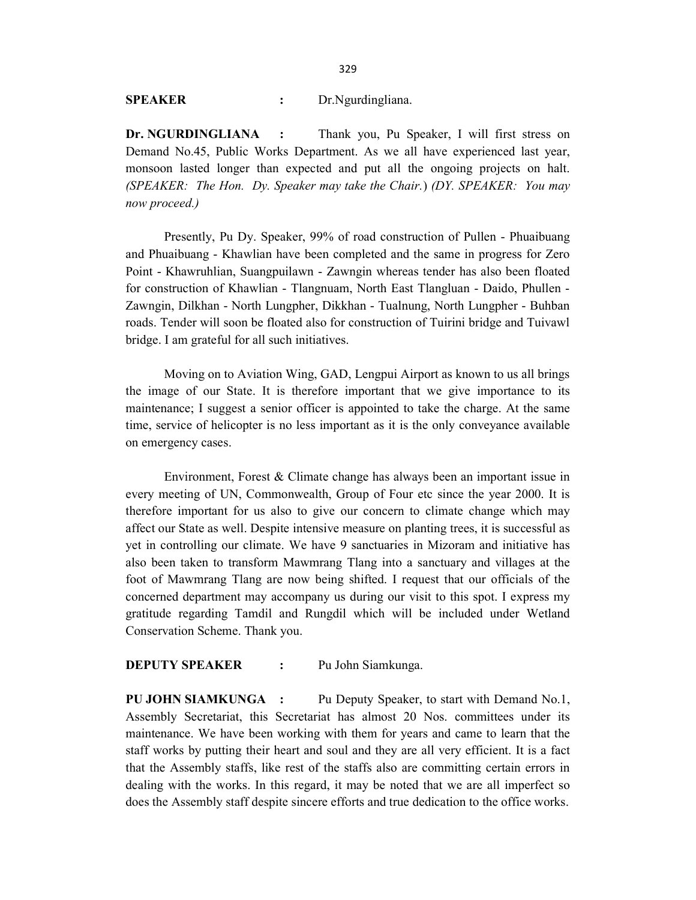**SPEAKER** : Dr.Ngurdingliana.

**Dr. NGURDINGLIANA** : Thank you, Pu Speaker, I will first stress on Demand No.45, Public Works Department. As we all have experienced last year, monsoon lasted longer than expected and put all the ongoing projects on halt. *(SPEAKER: The Hon. Dy. Speaker may take the Chair.)* *(DY. SPEAKER: You may now proceed.)*

Presently, Pu Dy. Speaker, 99% of road construction of Pullen - Phuaibuang and Phuaibuang - Khawlian have been completed and the same in progress for Zero Point - Khawruhlian, Suangpuilawn - Zawngin whereas tender has also been floated for construction of Khawlian - Tlangnuam, North East Tlangluan - Daido, Phullen - Zawngin, Dilkhan - North Lungpher, Dikkhan - Tualnung, North Lungpher - Buhban roads. Tender will soon be floated also for construction of Tuirini bridge and Tuivawl bridge. I am grateful for all such initiatives.

Moving on to Aviation Wing, GAD, Lengpui Airport as known to us all brings the image of our State. It is therefore important that we give importance to its maintenance; I suggest a senior officer is appointed to take the charge. At the same time, service of helicopter is no less important as it is the only conveyance available on emergency cases.

Environment, Forest & Climate change has always been an important issue in every meeting of UN, Commonwealth, Group of Four etc since the year 2000. It is therefore important for us also to give our concern to climate change which may affect our State as well. Despite intensive measure on planting trees, it is successful as yet in controlling our climate. We have 9 sanctuaries in Mizoram and initiative has also been taken to transform Mawmrang Tlang into a sanctuary and villages at the foot of Mawmrang Tlang are now being shifted. I request that our officials of the concerned department may accompany us during our visit to this spot. I express my gratitude regarding Tamdil and Rungdil which will be included under Wetland Conservation Scheme. Thank you.

**DEPUTY SPEAKER** : Pu John Siamkunga.

**PU JOHN SIAMKUNGA** : Pu Deputy Speaker, to start with Demand No.1, Assembly Secretariat, this Secretariat has almost 20 Nos. committees under its maintenance. We have been working with them for years and came to learn that the staff works by putting their heart and soul and they are all very efficient. It is a fact that the Assembly staffs, like rest of the staffs also are committing certain errors in dealing with the works. In this regard, it may be noted that we are all imperfect so does the Assembly staff despite sincere efforts and true dedication to the office works.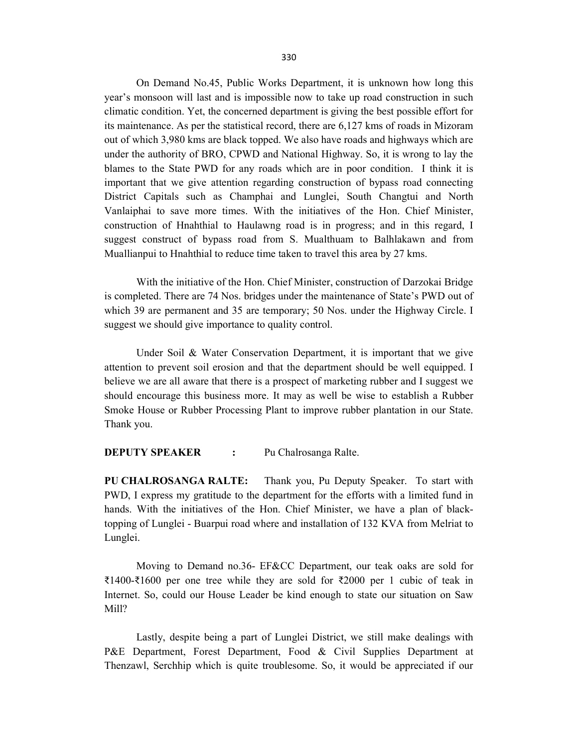On Demand No.45, Public Works Department, it is unknown how long this year's monsoon will last and is impossible now to take up road construction in such climatic condition. Yet, the concerned department is giving the best possible effort for its maintenance. As per the statistical record, there are 6,127 kms of roads in Mizoram out of which 3,980 kms are black topped. We also have roads and highways which are under the authority of BRO, CPWD and National Highway. So, it is wrong to lay the blames to the State PWD for any roads which are in poor condition. I think it is important that we give attention regarding construction of bypass road connecting District Capitals such as Champhai and Lunglei, South Changtui and North Vanlaiphai to save more times. With the initiatives of the Hon. Chief Minister, construction of Hnahthial to Haulawng road is in progress; and in this regard, I suggest construct of bypass road from S. Mualthuam to Balhlakawn and from Muallianpui to Hnahthial to reduce time taken to travel this area by 27 kms.

With the initiative of the Hon. Chief Minister, construction of Darzokai Bridge is completed. There are 74 Nos. bridges under the maintenance of State's PWD out of which 39 are permanent and 35 are temporary; 50 Nos. under the Highway Circle. I suggest we should give importance to quality control.

Under Soil & Water Conservation Department, it is important that we give attention to prevent soil erosion and that the department should be well equipped. I believe we are all aware that there is a prospect of marketing rubber and I suggest we should encourage this business more. It may as well be wise to establish a Rubber Smoke House or Rubber Processing Plant to improve rubber plantation in our State. Thank you.

**DEPUTY SPEAKER :** Pu Chalrosanga Ralte.

**PU CHALROSANGA RALTE:** Thank you, Pu Deputy Speaker. To start with PWD, I express my gratitude to the department for the efforts with a limited fund in hands. With the initiatives of the Hon. Chief Minister, we have a plan of black-topping of Lunglei - Buarpui road where and installation of 132 KVA from Melriat to Lunglei.

Moving to Demand no.36- EF&CC Department, our teak oaks are sold for ₹1400-₹1600 per one tree while they are sold for ₹2000 per 1 cubic of teak in Internet. So, could our House Leader be kind enough to state our situation on Saw Mill?

Lastly, despite being a part of Lunglei District, we still make dealings with P&E Department, Forest Department, Food & Civil Supplies Department at Thenzawl, Serchhip which is quite troublesome. So, it would be appreciated if our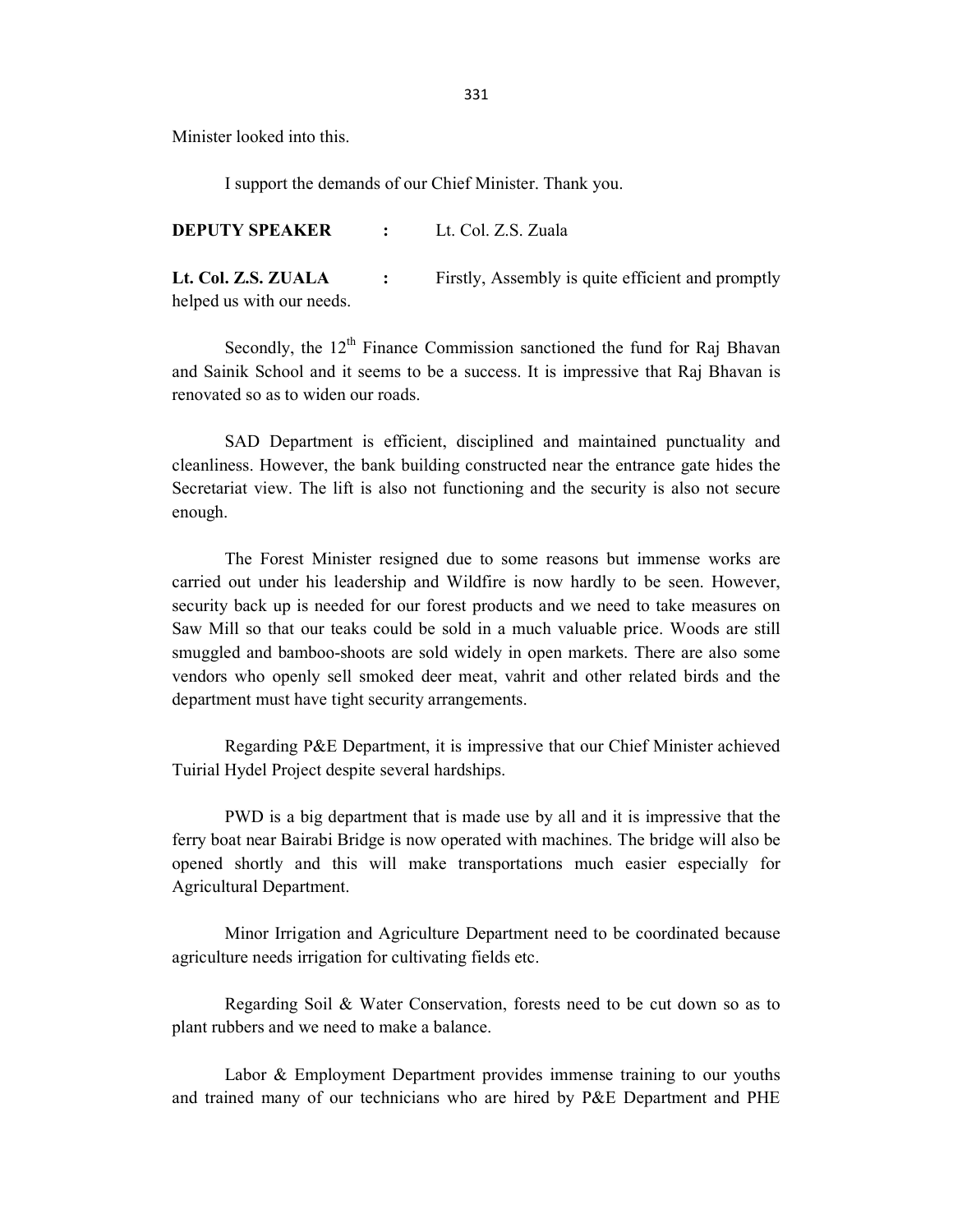Minister looked into this.

I support the demands of our Chief Minister. Thank you.

**DEPUTY SPEAKER** : Lt. Col. Z.S. Zuala

**Lt. Col. Z.S. ZUALA** : Firstly, Assembly is quite efficient and promptly helped us with our needs.

Secondly, the 12th Finance Commission sanctioned the fund for Raj Bhavan and Sainik School and it seems to be a success. It is impressive that Raj Bhavan is renovated so as to widen our roads.

SAD Department is efficient, disciplined and maintained punctuality and cleanliness. However, the bank building constructed near the entrance gate hides the Secretariat view. The lift is also not functioning and the security is also not secure enough.

The Forest Minister resigned due to some reasons but immense works are carried out under his leadership and Wildfire is now hardly to be seen. However, security back up is needed for our forest products and we need to take measures on Saw Mill so that our teaks could be sold in a much valuable price. Woods are still smuggled and bamboo-shoots are sold widely in open markets. There are also some vendors who openly sell smoked deer meat, vahrit and other related birds and the department must have tight security arrangements.

Regarding P&E Department, it is impressive that our Chief Minister achieved Tuirial Hydel Project despite several hardships.

PWD is a big department that is made use by all and it is impressive that the ferry boat near Bairabi Bridge is now operated with machines. The bridge will also be opened shortly and this will make transportations much easier especially for Agricultural Department.

Minor Irrigation and Agriculture Department need to be coordinated because agriculture needs irrigation for cultivating fields etc.

Regarding Soil & Water Conservation, forests need to be cut down so as to plant rubbers and we need to make a balance.

Labor & Employment Department provides immense training to our youths and trained many of our technicians who are hired by P&E Department and PHE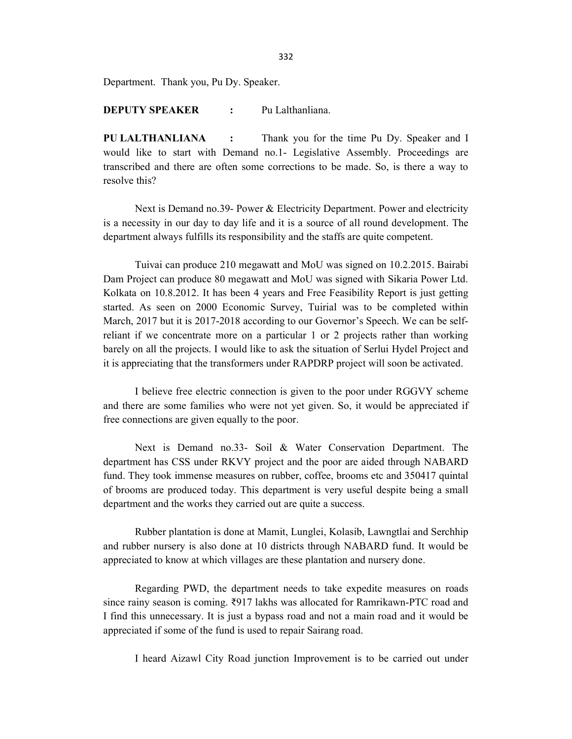Department. Thank you, Pu Dy. Speaker.

**DEPUTY SPEAKER :** Pu Lalthanliana.

**PU LALTHANLIANA :** Thank you for the time Pu Dy. Speaker and I would like to start with Demand no.1- Legislative Assembly. Proceedings are transcribed and there are often some corrections to be made. So, is there a way to resolve this?

Next is Demand no.39- Power & Electricity Department. Power and electricity is a necessity in our day to day life and it is a source of all round development. The department always fulfills its responsibility and the staffs are quite competent.

Tuivai can produce 210 megawatt and MoU was signed on 10.2.2015. Bairabi Dam Project can produce 80 megawatt and MoU was signed with Sikaria Power Ltd. Kolkata on 10.8.2012. It has been 4 years and Free Feasibility Report is just getting started. As seen on 2000 Economic Survey, Tuirial was to be completed within March, 2017 but it is 2017-2018 according to our Governor's Speech. We can be self-reliant if we concentrate more on a particular 1 or 2 projects rather than working barely on all the projects. I would like to ask the situation of Serlui Hydel Project and it is appreciating that the transformers under RAPDRP project will soon be activated.

I believe free electric connection is given to the poor under RGGVY scheme and there are some families who were not yet given. So, it would be appreciated if free connections are given equally to the poor.

Next is Demand no.33- Soil & Water Conservation Department. The department has CSS under RKVY project and the poor are aided through NABARD fund. They took immense measures on rubber, coffee, brooms etc and 350417 quintal of brooms are produced today. This department is very useful despite being a small department and the works they carried out are quite a success.

Rubber plantation is done at Mamit, Lunglei, Kolasib, Lawngtlai and Serchhip and rubber nursery is also done at 10 districts through NABARD fund. It would be appreciated to know at which villages are these plantation and nursery done.

Regarding PWD, the department needs to take expedite measures on roads since rainy season is coming. ₹917 lakhs was allocated for Ramrikawn-PTC road and I find this unnecessary. It is just a bypass road and not a main road and it would be appreciated if some of the fund is used to repair Sairang road.

I heard Aizawl City Road junction Improvement is to be carried out under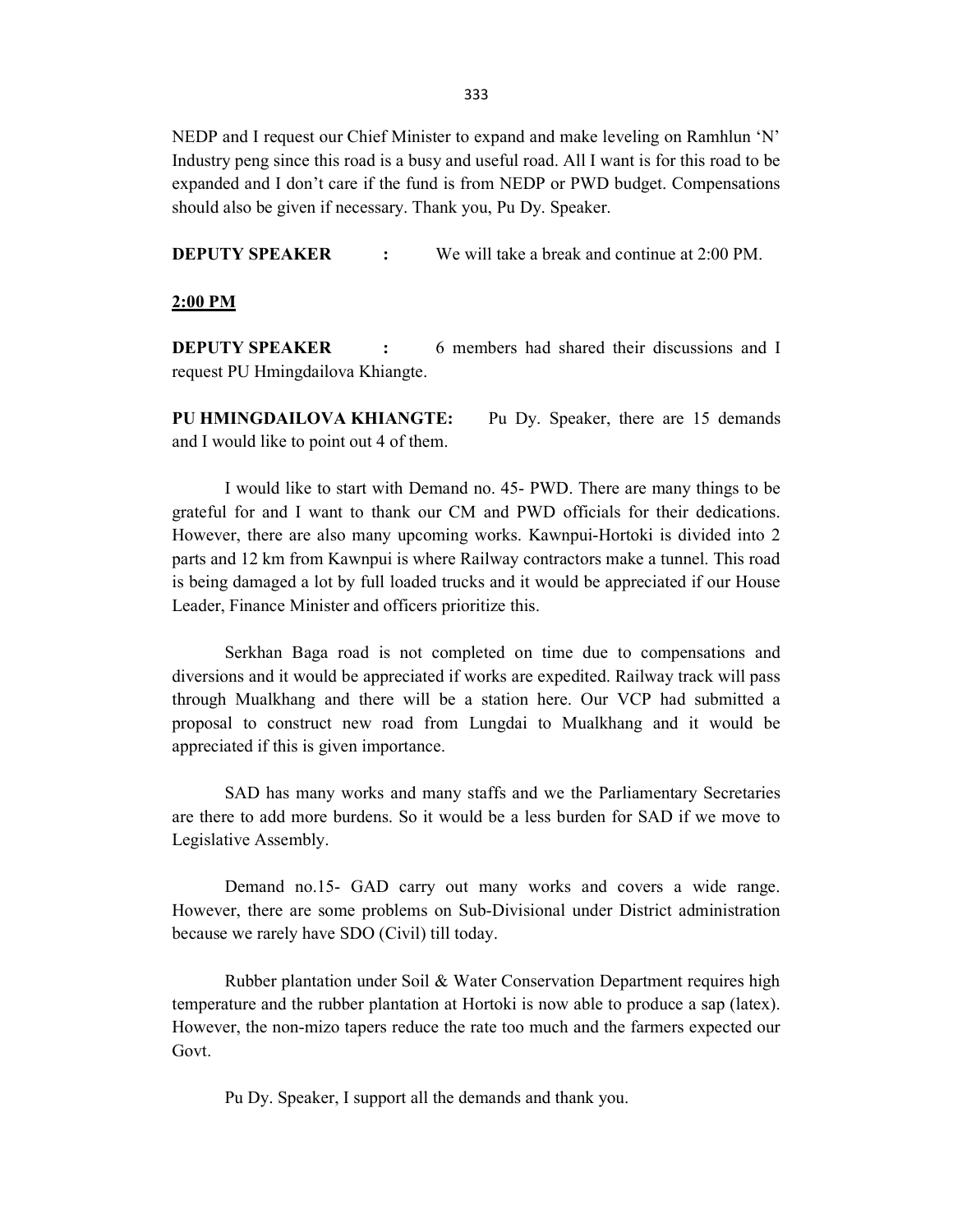NEDP and I request our Chief Minister to expand and make leveling on Ramhlun 'N' Industry peng since this road is a busy and useful road. All I want is for this road to be expanded and I don't care if the fund is from NEDP or PWD budget. Compensations should also be given if necessary. Thank you, Pu Dy. Speaker.

**DEPUTY SPEAKER :** We will take a break and continue at 2:00 PM.

**2:00 PM**

**DEPUTY SPEAKER :** 6 members had shared their discussions and I request PU Hmingdailova Khiangte.

**PU HMINGDAILOVA KHIANGTE:** Pu Dy. Speaker, there are 15 demands and I would like to point out 4 of them.

I would like to start with Demand no. 45- PWD. There are many things to be grateful for and I want to thank our CM and PWD officials for their dedications. However, there are also many upcoming works. Kawnpui-Hortoki is divided into 2 parts and 12 km from Kawnpui is where Railway contractors make a tunnel. This road is being damaged a lot by full loaded trucks and it would be appreciated if our House Leader, Finance Minister and officers prioritize this.

Serkhan Baga road is not completed on time due to compensations and diversions and it would be appreciated if works are expedited. Railway track will pass through Mualkhang and there will be a station here. Our VCP had submitted a proposal to construct new road from Lungdai to Mualkhang and it would be appreciated if this is given importance.

SAD has many works and many staffs and we the Parliamentary Secretaries are there to add more burdens. So it would be a less burden for SAD if we move to Legislative Assembly.

Demand no.15- GAD carry out many works and covers a wide range. However, there are some problems on Sub-Divisional under District administration because we rarely have SDO (Civil) till today.

Rubber plantation under Soil & Water Conservation Department requires high temperature and the rubber plantation at Hortoki is now able to produce a sap (latex). However, the non-mizo tapers reduce the rate too much and the farmers expected our Govt.

Pu Dy. Speaker, I support all the demands and thank you.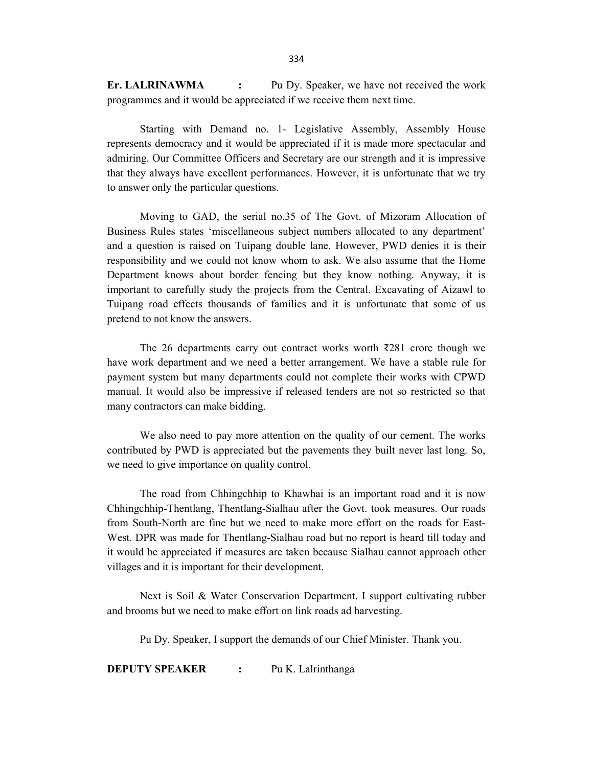**Er. LALRINAWMA** : Pu Dy. Speaker, we have not received the work programmes and it would be appreciated if we receive them next time.

Starting with Demand no. 1- Legislative Assembly, Assembly House represents democracy and it would be appreciated if it is made more spectacular and admiring. Our Committee Officers and Secretary are our strength and it is impressive that they always have excellent performances. However, it is unfortunate that we try to answer only the particular questions.

Moving to GAD, the serial no.35 of The Govt. of Mizoram Allocation of Business Rules states 'miscellaneous subject numbers allocated to any department' and a question is raised on Tuipang double lane. However, PWD denies it is their responsibility and we could not know whom to ask. We also assume that the Home Department knows about border fencing but they know nothing. Anyway, it is important to carefully study the projects from the Central. Excavating of Aizawl to Tuipang road effects thousands of families and it is unfortunate that some of us pretend to not know the answers.

The 26 departments carry out contract works worth ₹281 crore though we have work department and we need a better arrangement. We have a stable rule for payment system but many departments could not complete their works with CPWD manual. It would also be impressive if released tenders are not so restricted so that many contractors can make bidding.

We also need to pay more attention on the quality of our cement. The works contributed by PWD is appreciated but the pavements they built never last long. So, we need to give importance on quality control.

The road from Chhingchhip to Khawhai is an important road and it is now Chhingchhip-Thentlang, Thentlang-Sialhau after the Govt. took measures. Our roads from South-North are fine but we need to make more effort on the roads for East-West. DPR was made for Thentlang-Sialhau road but no report is heard till today and it would be appreciated if measures are taken because Sialhau cannot approach other villages and it is important for their development.

Next is Soil & Water Conservation Department. I support cultivating rubber and brooms but we need to make effort on link roads ad harvesting.

Pu Dy. Speaker, I support the demands of our Chief Minister. Thank you.

**DEPUTY SPEAKER** : Pu K. Lalrinthanga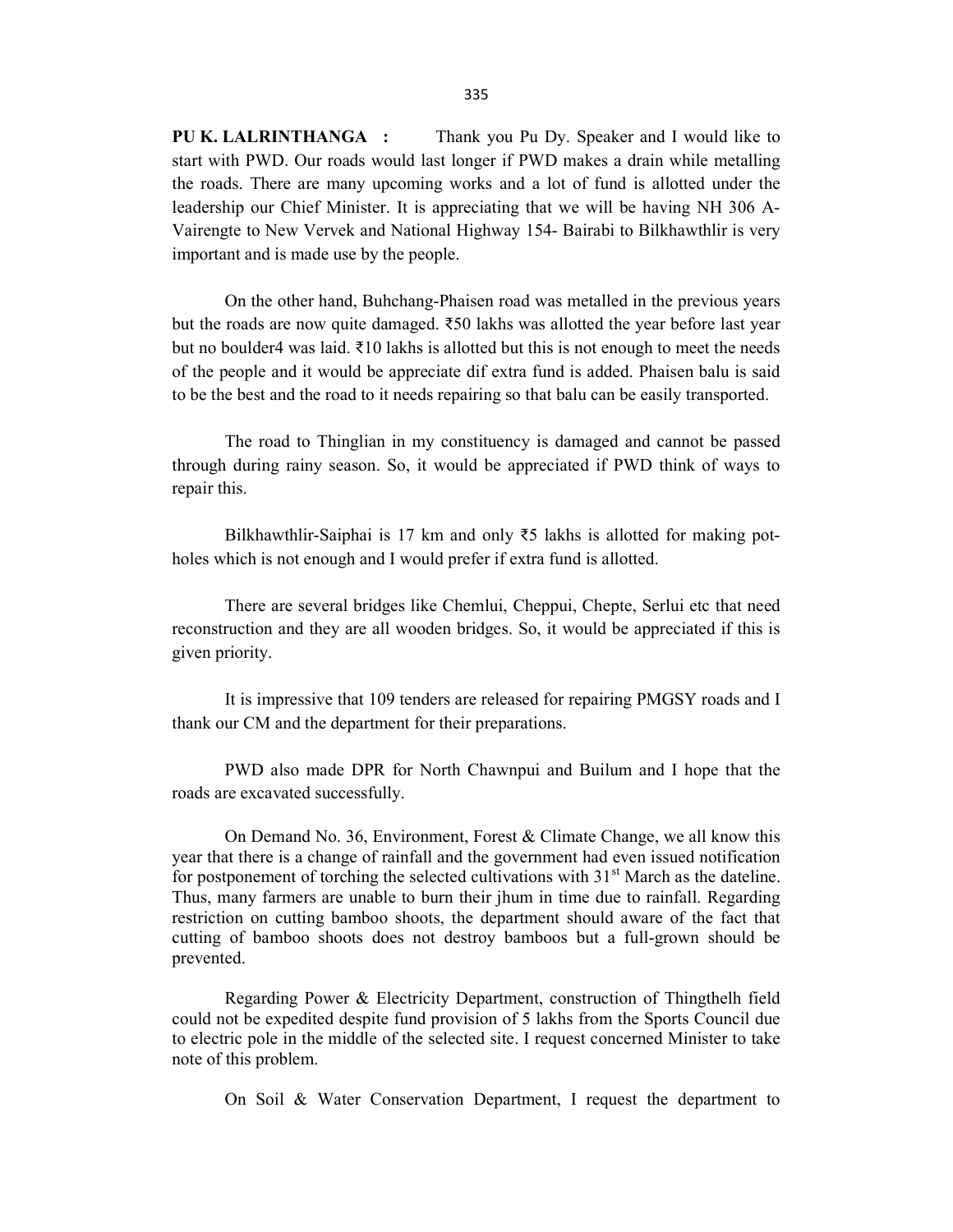**PU K. LALRINTHANGA :** Thank you Pu Dy. Speaker and I would like to start with PWD. Our roads would last longer if PWD makes a drain while metalling the roads. There are many upcoming works and a lot of fund is allotted under the leadership our Chief Minister. It is appreciating that we will be having NH 306 A- Vairengte to New Vervek and National Highway 154- Bairabi to Bilkhawthlir is very important and is made use by the people.

On the other hand, Buhchang-Phaisen road was metalled in the previous years but the roads are now quite damaged. ₹50 lakhs was allotted the year before last year but no boulder4 was laid. ₹10 lakhs is allotted but this is not enough to meet the needs of the people and it would be appreciate dif extra fund is added. Phaisen balu is said to be the best and the road to it needs repairing so that balu can be easily transported.

The road to Thinglian in my constituency is damaged and cannot be passed through during rainy season. So, it would be appreciated if PWD think of ways to repair this.

Bilkhawthlir-Saiphai is 17 km and only ₹5 lakhs is allotted for making pot-holes which is not enough and I would prefer if extra fund is allotted.

There are several bridges like Chemlui, Cheppui, Chepte, Serlui etc that need reconstruction and they are all wooden bridges. So, it would be appreciated if this is given priority.

It is impressive that 109 tenders are released for repairing PMGSY roads and I thank our CM and the department for their preparations.

PWD also made DPR for North Chawnpui and Builum and I hope that the roads are excavated successfully.

On Demand No. 36, Environment, Forest & Climate Change, we all know this year that there is a change of rainfall and the government had even issued notification for postponement of torching the selected cultivations with 31st March as the dateline. Thus, many farmers are unable to burn their jhum in time due to rainfall. Regarding restriction on cutting bamboo shoots, the department should aware of the fact that cutting of bamboo shoots does not destroy bamboos but a full-grown should be prevented.

Regarding Power & Electricity Department, construction of Thingthelh field could not be expedited despite fund provision of 5 lakhs from the Sports Council due to electric pole in the middle of the selected site. I request concerned Minister to take note of this problem.

On Soil & Water Conservation Department, I request the department to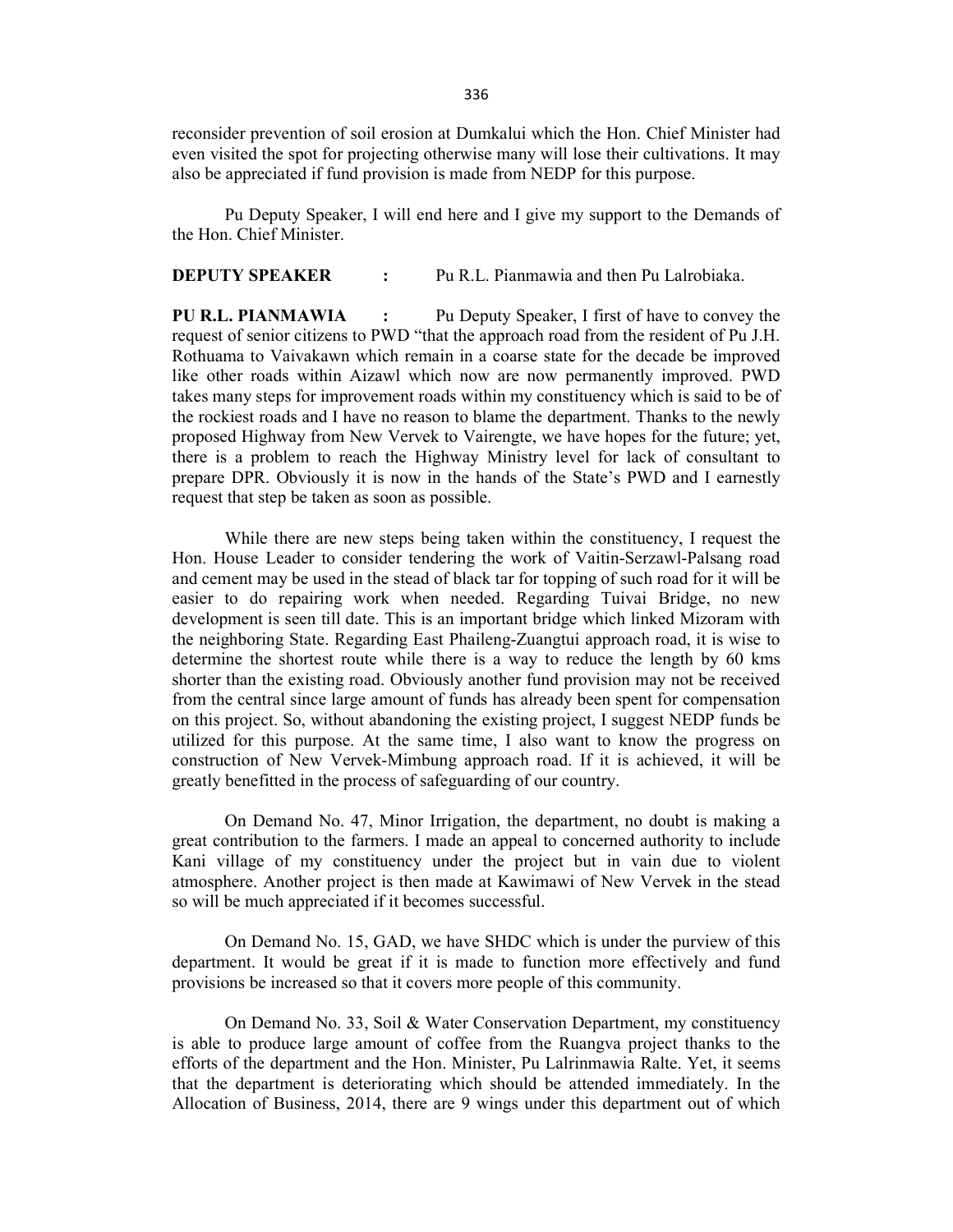reconsider prevention of soil erosion at Dumkalui which the Hon. Chief Minister had even visited the spot for projecting otherwise many will lose their cultivations. It may also be appreciated if fund provision is made from NEDP for this purpose.

Pu Deputy Speaker, I will end here and I give my support to the Demands of the Hon. Chief Minister.

**DEPUTY SPEAKER :** Pu R.L. Pianmawia and then Pu Lalrobiaka.

**PU R.L. PIANMAWIA :** Pu Deputy Speaker, I first of have to convey the request of senior citizens to PWD "that the approach road from the resident of Pu J.H. Rothuama to Vaivakawn which remain in a coarse state for the decade be improved like other roads within Aizawl which now are now permanently improved. PWD takes many steps for improvement roads within my constituency which is said to be of the rockiest roads and I have no reason to blame the department. Thanks to the newly proposed Highway from New Vervek to Vairengte, we have hopes for the future; yet, there is a problem to reach the Highway Ministry level for lack of consultant to prepare DPR. Obviously it is now in the hands of the State's PWD and I earnestly request that step be taken as soon as possible.

While there are new steps being taken within the constituency, I request the Hon. House Leader to consider tendering the work of Vaitin-Serzawl-Palsang road and cement may be used in the stead of black tar for topping of such road for it will be easier to do repairing work when needed. Regarding Tuivai Bridge, no new development is seen till date. This is an important bridge which linked Mizoram with the neighboring State. Regarding East Phaileng-Zuangtui approach road, it is wise to determine the shortest route while there is a way to reduce the length by 60 kms shorter than the existing road. Obviously another fund provision may not be received from the central since large amount of funds has already been spent for compensation on this project. So, without abandoning the existing project, I suggest NEDP funds be utilized for this purpose. At the same time, I also want to know the progress on construction of New Vervek-Mimbung approach road. If it is achieved, it will be greatly benefitted in the process of safeguarding of our country.

On Demand No. 47, Minor Irrigation, the department, no doubt is making a great contribution to the farmers. I made an appeal to concerned authority to include Kani village of my constituency under the project but in vain due to violent atmosphere. Another project is then made at Kawimawi of New Vervek in the stead so will be much appreciated if it becomes successful.

On Demand No. 15, GAD, we have SHDC which is under the purview of this department. It would be great if it is made to function more effectively and fund provisions be increased so that it covers more people of this community.

On Demand No. 33, Soil & Water Conservation Department, my constituency is able to produce large amount of coffee from the Ruangva project thanks to the efforts of the department and the Hon. Minister, Pu Lalrinmawia Ralte. Yet, it seems that the department is deteriorating which should be attended immediately. In the Allocation of Business, 2014, there are 9 wings under this department out of which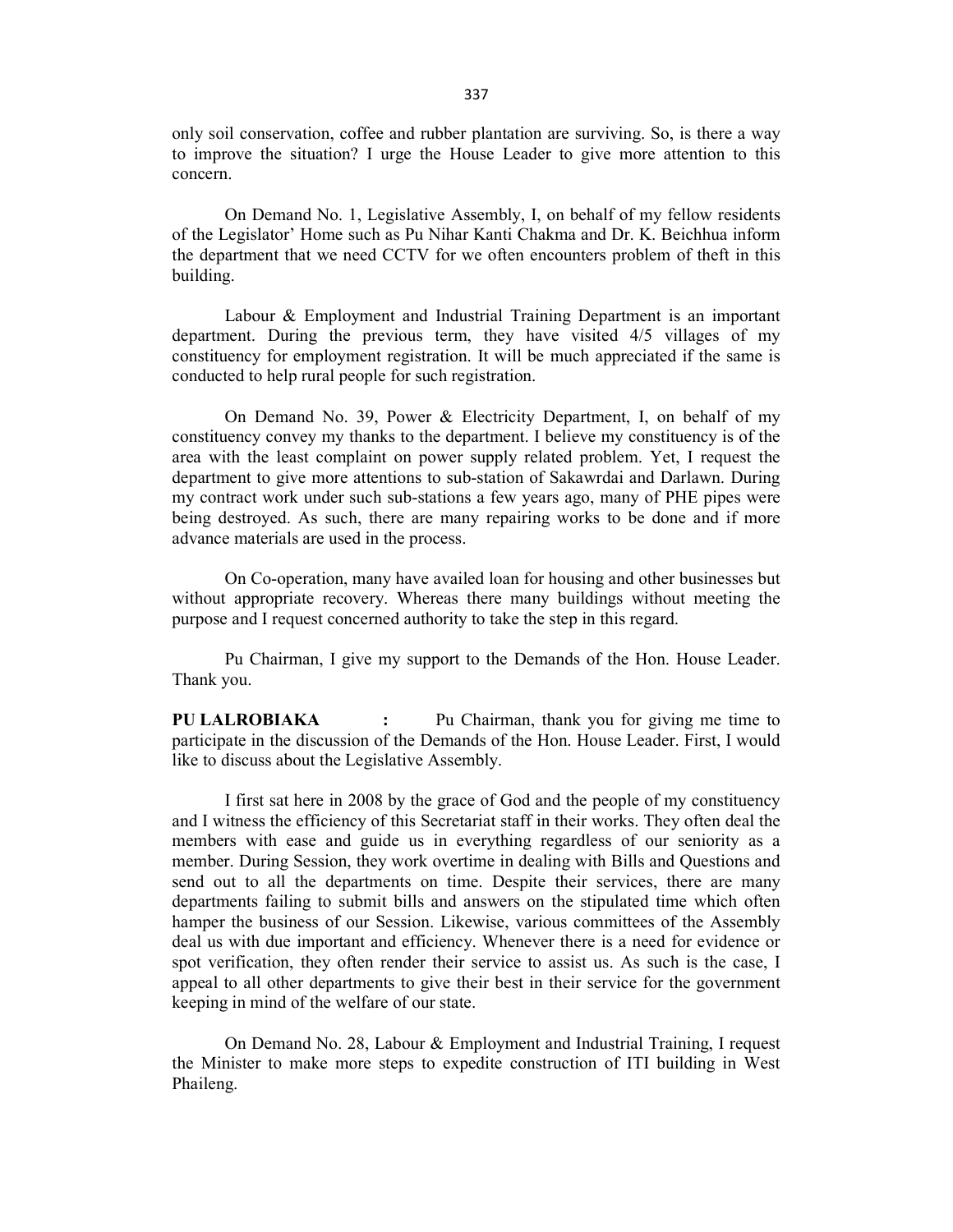only soil conservation, coffee and rubber plantation are surviving. So, is there a way to improve the situation? I urge the House Leader to give more attention to this concern.

On Demand No. 1, Legislative Assembly, I, on behalf of my fellow residents of the Legislator' Home such as Pu Nihar Kanti Chakma and Dr. K. Beichhua inform the department that we need CCTV for we often encounters problem of theft in this building.

Labour & Employment and Industrial Training Department is an important department. During the previous term, they have visited 4/5 villages of my constituency for employment registration. It will be much appreciated if the same is conducted to help rural people for such registration.

On Demand No. 39, Power & Electricity Department, I, on behalf of my constituency convey my thanks to the department. I believe my constituency is of the area with the least complaint on power supply related problem. Yet, I request the department to give more attentions to sub-station of Sakawrdai and Darlawn. During my contract work under such sub-stations a few years ago, many of PHE pipes were being destroyed. As such, there are many repairing works to be done and if more advance materials are used in the process.

On Co-operation, many have availed loan for housing and other businesses but without appropriate recovery. Whereas there many buildings without meeting the purpose and I request concerned authority to take the step in this regard.

Pu Chairman, I give my support to the Demands of the Hon. House Leader. Thank you.

**PU LALROBIAKA :** Pu Chairman, thank you for giving me time to participate in the discussion of the Demands of the Hon. House Leader. First, I would like to discuss about the Legislative Assembly.

I first sat here in 2008 by the grace of God and the people of my constituency and I witness the efficiency of this Secretariat staff in their works. They often deal the members with ease and guide us in everything regardless of our seniority as a member. During Session, they work overtime in dealing with Bills and Questions and send out to all the departments on time. Despite their services, there are many departments failing to submit bills and answers on the stipulated time which often hamper the business of our Session. Likewise, various committees of the Assembly deal us with due important and efficiency. Whenever there is a need for evidence or spot verification, they often render their service to assist us. As such is the case, I appeal to all other departments to give their best in their service for the government keeping in mind of the welfare of our state.

On Demand No. 28, Labour & Employment and Industrial Training, I request the Minister to make more steps to expedite construction of ITI building in West Phaileng.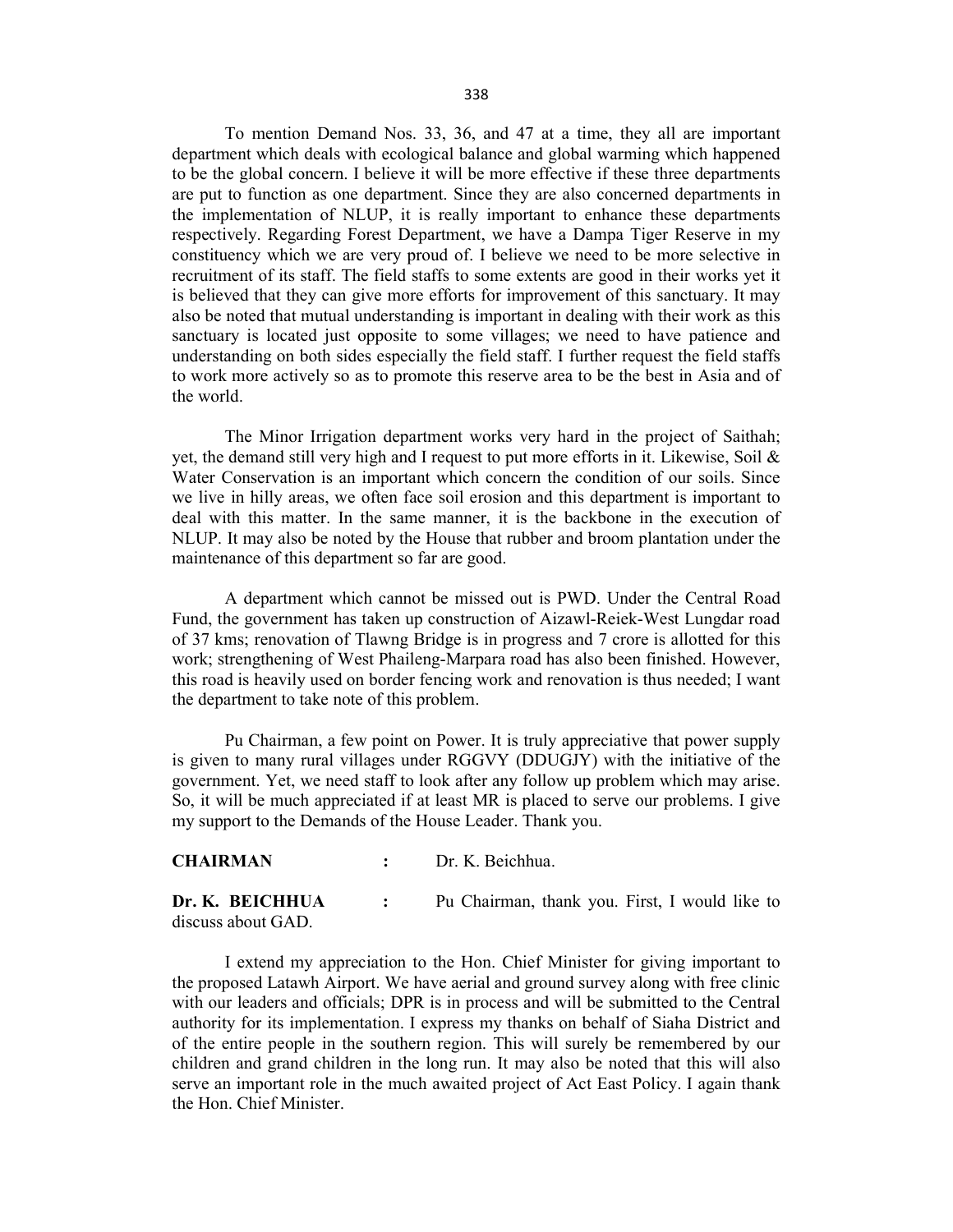To mention Demand Nos. 33, 36, and 47 at a time, they all are important department which deals with ecological balance and global warming which happened to be the global concern. I believe it will be more effective if these three departments are put to function as one department. Since they are also concerned departments in the implementation of NLUP, it is really important to enhance these departments respectively. Regarding Forest Department, we have a Dampa Tiger Reserve in my constituency which we are very proud of. I believe we need to be more selective in recruitment of its staff. The field staffs to some extents are good in their works yet it is believed that they can give more efforts for improvement of this sanctuary. It may also be noted that mutual understanding is important in dealing with their work as this sanctuary is located just opposite to some villages; we need to have patience and understanding on both sides especially the field staff. I further request the field staffs to work more actively so as to promote this reserve area to be the best in Asia and of the world.

The Minor Irrigation department works very hard in the project of Saithah; yet, the demand still very high and I request to put more efforts in it. Likewise, Soil & Water Conservation is an important which concern the condition of our soils. Since we live in hilly areas, we often face soil erosion and this department is important to deal with this matter. In the same manner, it is the backbone in the execution of NLUP. It may also be noted by the House that rubber and broom plantation under the maintenance of this department so far are good.

A department which cannot be missed out is PWD. Under the Central Road Fund, the government has taken up construction of Aizawl-Reiek-West Lungdar road of 37 kms; renovation of Tlawng Bridge is in progress and 7 crore is allotted for this work; strengthening of West Phaileng-Marpara road has also been finished. However, this road is heavily used on border fencing work and renovation is thus needed; I want the department to take note of this problem.

Pu Chairman, a few point on Power. It is truly appreciative that power supply is given to many rural villages under RGGVY (DDUGJY) with the initiative of the government. Yet, we need staff to look after any follow up problem which may arise. So, it will be much appreciated if at least MR is placed to serve our problems. I give my support to the Demands of the House Leader. Thank you.

**CHAIRMAN** : Dr. K. Beichhua.

**Dr. K. BEICHHUA** : Pu Chairman, thank you. First, I would like to discuss about GAD.

I extend my appreciation to the Hon. Chief Minister for giving important to the proposed Latawh Airport. We have aerial and ground survey along with free clinic with our leaders and officials; DPR is in process and will be submitted to the Central authority for its implementation. I express my thanks on behalf of Siaha District and of the entire people in the southern region. This will surely be remembered by our children and grand children in the long run. It may also be noted that this will also serve an important role in the much awaited project of Act East Policy. I again thank the Hon. Chief Minister.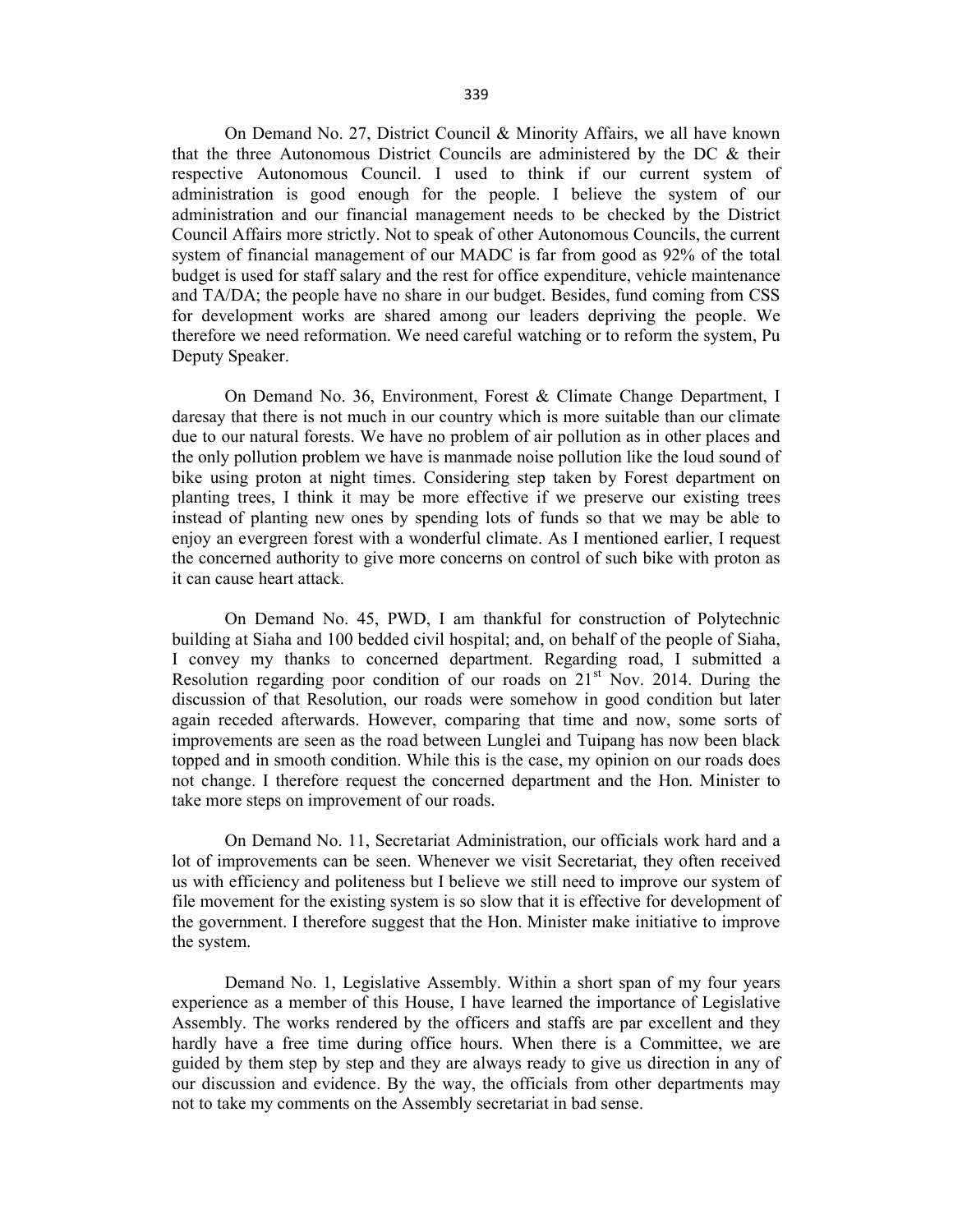On Demand No. 27, District Council & Minority Affairs, we all have known that the three Autonomous District Councils are administered by the DC & their respective Autonomous Council. I used to think if our current system of administration is good enough for the people. I believe the system of our administration and our financial management needs to be checked by the District Council Affairs more strictly. Not to speak of other Autonomous Councils, the current system of financial management of our MADC is far from good as 92% of the total budget is used for staff salary and the rest for office expenditure, vehicle maintenance and TA/DA; the people have no share in our budget. Besides, fund coming from CSS for development works are shared among our leaders depriving the people. We therefore we need reformation. We need careful watching or to reform the system, Pu Deputy Speaker.

On Demand No. 36, Environment, Forest & Climate Change Department, I daresay that there is not much in our country which is more suitable than our climate due to our natural forests. We have no problem of air pollution as in other places and the only pollution problem we have is manmade noise pollution like the loud sound of bike using proton at night times. Considering step taken by Forest department on planting trees, I think it may be more effective if we preserve our existing trees instead of planting new ones by spending lots of funds so that we may be able to enjoy an evergreen forest with a wonderful climate. As I mentioned earlier, I request the concerned authority to give more concerns on control of such bike with proton as it can cause heart attack.

On Demand No. 45, PWD, I am thankful for construction of Polytechnic building at Siaha and 100 bedded civil hospital; and, on behalf of the people of Siaha, I convey my thanks to concerned department. Regarding road, I submitted a Resolution regarding poor condition of our roads on 21st Nov. 2014. During the discussion of that Resolution, our roads were somehow in good condition but later again receded afterwards. However, comparing that time and now, some sorts of improvements are seen as the road between Lunglei and Tuipang has now been black topped and in smooth condition. While this is the case, my opinion on our roads does not change. I therefore request the concerned department and the Hon. Minister to take more steps on improvement of our roads.

On Demand No. 11, Secretariat Administration, our officials work hard and a lot of improvements can be seen. Whenever we visit Secretariat, they often received us with efficiency and politeness but I believe we still need to improve our system of file movement for the existing system is so slow that it is effective for development of the government. I therefore suggest that the Hon. Minister make initiative to improve the system.

Demand No. 1, Legislative Assembly. Within a short span of my four years experience as a member of this House, I have learned the importance of Legislative Assembly. The works rendered by the officers and staffs are par excellent and they hardly have a free time during office hours. When there is a Committee, we are guided by them step by step and they are always ready to give us direction in any of our discussion and evidence. By the way, the officials from other departments may not to take my comments on the Assembly secretariat in bad sense.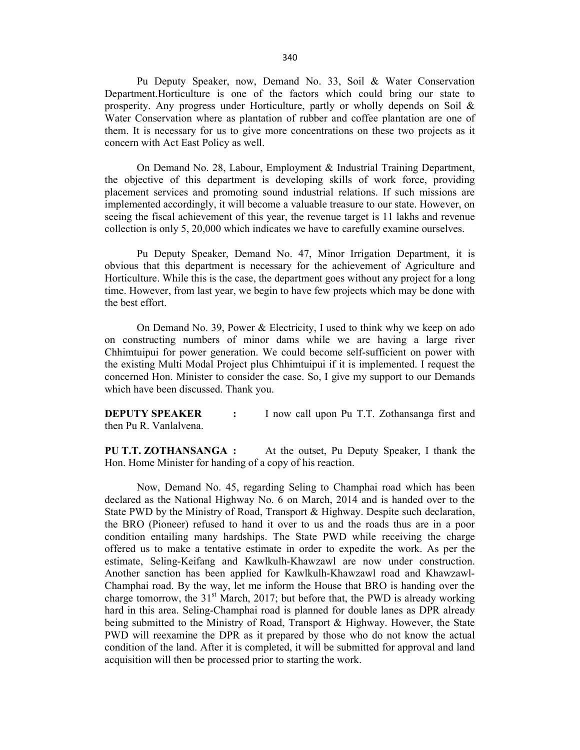Pu Deputy Speaker, now, Demand No. 33, Soil & Water Conservation Department.Horticulture is one of the factors which could bring our state to prosperity. Any progress under Horticulture, partly or wholly depends on Soil & Water Conservation where as plantation of rubber and coffee plantation are one of them. It is necessary for us to give more concentrations on these two projects as it concern with Act East Policy as well.

On Demand No. 28, Labour, Employment & Industrial Training Department, the objective of this department is developing skills of work force, providing placement services and promoting sound industrial relations. If such missions are implemented accordingly, it will become a valuable treasure to our state. However, on seeing the fiscal achievement of this year, the revenue target is 11 lakhs and revenue collection is only 5, 20,000 which indicates we have to carefully examine ourselves.

Pu Deputy Speaker, Demand No. 47, Minor Irrigation Department, it is obvious that this department is necessary for the achievement of Agriculture and Horticulture. While this is the case, the department goes without any project for a long time. However, from last year, we begin to have few projects which may be done with the best effort.

On Demand No. 39, Power & Electricity, I used to think why we keep on ado on constructing numbers of minor dams while we are having a large river Chhimtuipui for power generation. We could become self-sufficient on power with the existing Multi Modal Project plus Chhimtuipui if it is implemented. I request the concerned Hon. Minister to consider the case. So, I give my support to our Demands which have been discussed. Thank you.

**DEPUTY SPEAKER :** I now call upon Pu T.T. Zothansanga first and then Pu R. Vanlalvena.

**PU T.T. ZOTHANSANGA :** At the outset, Pu Deputy Speaker, I thank the Hon. Home Minister for handing of a copy of his reaction.

Now, Demand No. 45, regarding Seling to Champhai road which has been declared as the National Highway No. 6 on March, 2014 and is handed over to the State PWD by the Ministry of Road, Transport & Highway. Despite such declaration, the BRO (Pioneer) refused to hand it over to us and the roads thus are in a poor condition entailing many hardships. The State PWD while receiving the charge offered us to make a tentative estimate in order to expedite the work. As per the estimate, Seling-Keifang and Kawlkulh-Khawzawl are now under construction. Another sanction has been applied for Kawlkulh-Khawzawl road and Khawzawl-Champhai road. By the way, let me inform the House that BRO is handing over the charge tomorrow, the 31st March, 2017; but before that, the PWD is already working hard in this area. Seling-Champhai road is planned for double lanes as DPR already being submitted to the Ministry of Road, Transport & Highway. However, the State PWD will reexamine the DPR as it prepared by those who do not know the actual condition of the land. After it is completed, it will be submitted for approval and land acquisition will then be processed prior to starting the work.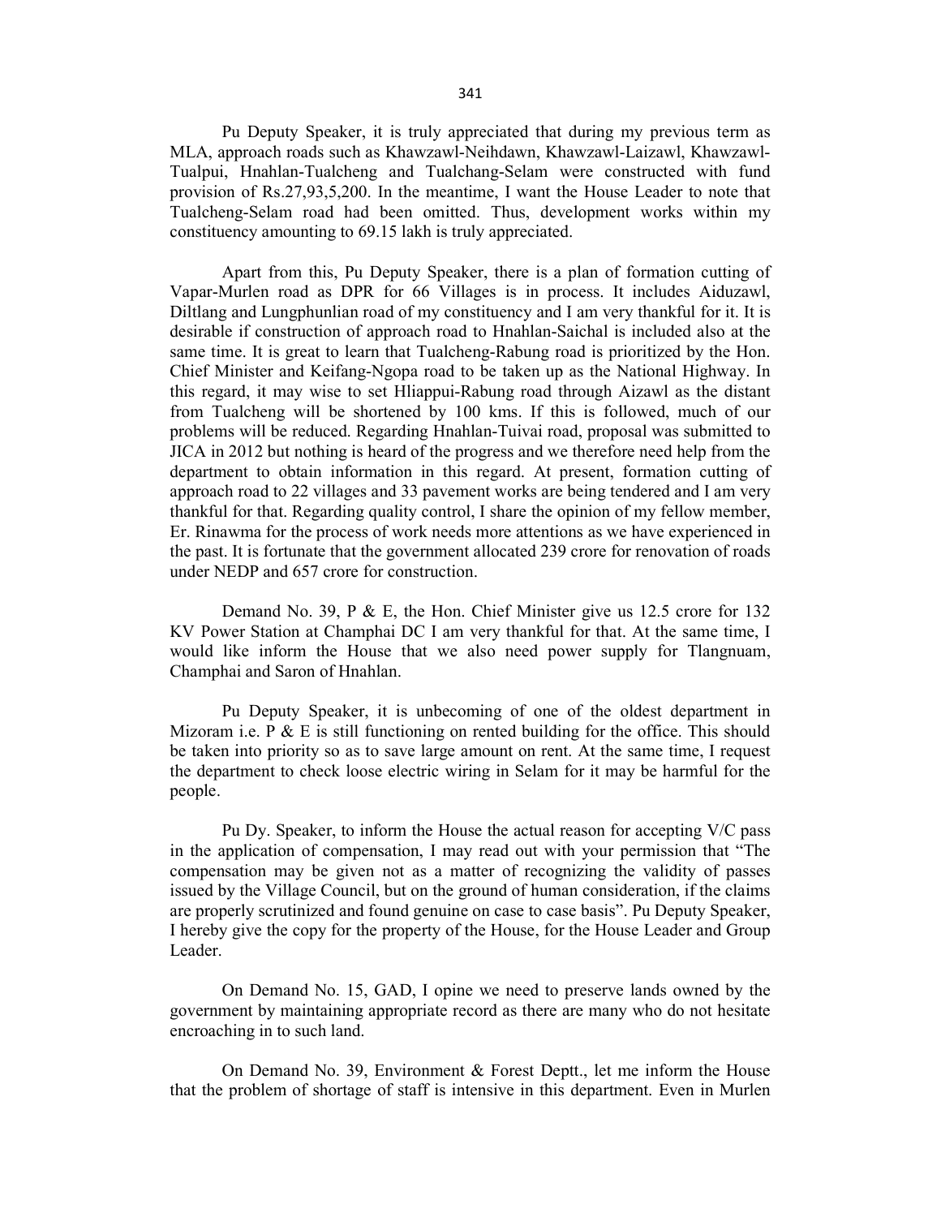Pu Deputy Speaker, it is truly appreciated that during my previous term as MLA, approach roads such as Khawzawl-Neihdawn, Khawzawl-Laizawl, Khawzawl-Tualpui, Hnahlan-Tualcheng and Tualchang-Selam were constructed with fund provision of Rs.27,93,5,200. In the meantime, I want the House Leader to note that Tualcheng-Selam road had been omitted. Thus, development works within my constituency amounting to 69.15 lakh is truly appreciated.

Apart from this, Pu Deputy Speaker, there is a plan of formation cutting of Vapar-Murlen road as DPR for 66 Villages is in process. It includes Aiduzawl, Diltlang and Lungphunlian road of my constituency and I am very thankful for it. It is desirable if construction of approach road to Hnahlan-Saichal is included also at the same time. It is great to learn that Tualcheng-Rabung road is prioritized by the Hon. Chief Minister and Keifang-Ngopa road to be taken up as the National Highway. In this regard, it may wise to set Hliappui-Rabung road through Aizawl as the distant from Tualcheng will be shortened by 100 kms. If this is followed, much of our problems will be reduced. Regarding Hnahlan-Tuivai road, proposal was submitted to JICA in 2012 but nothing is heard of the progress and we therefore need help from the department to obtain information in this regard. At present, formation cutting of approach road to 22 villages and 33 pavement works are being tendered and I am very thankful for that. Regarding quality control, I share the opinion of my fellow member, Er. Rinawma for the process of work needs more attentions as we have experienced in the past. It is fortunate that the government allocated 239 crore for renovation of roads under NEDP and 657 crore for construction.

Demand No. 39, P & E, the Hon. Chief Minister give us 12.5 crore for 132 KV Power Station at Champhai DC I am very thankful for that. At the same time, I would like inform the House that we also need power supply for Tlangnuam, Champhai and Saron of Hnahlan.

Pu Deputy Speaker, it is unbecoming of one of the oldest department in Mizoram i.e. P & E is still functioning on rented building for the office. This should be taken into priority so as to save large amount on rent. At the same time, I request the department to check loose electric wiring in Selam for it may be harmful for the people.

Pu Dy. Speaker, to inform the House the actual reason for accepting V/C pass in the application of compensation, I may read out with your permission that "The compensation may be given not as a matter of recognizing the validity of passes issued by the Village Council, but on the ground of human consideration, if the claims are properly scrutinized and found genuine on case to case basis". Pu Deputy Speaker, I hereby give the copy for the property of the House, for the House Leader and Group Leader.

On Demand No. 15, GAD, I opine we need to preserve lands owned by the government by maintaining appropriate record as there are many who do not hesitate encroaching in to such land.

On Demand No. 39, Environment & Forest Deptt., let me inform the House that the problem of shortage of staff is intensive in this department. Even in Murlen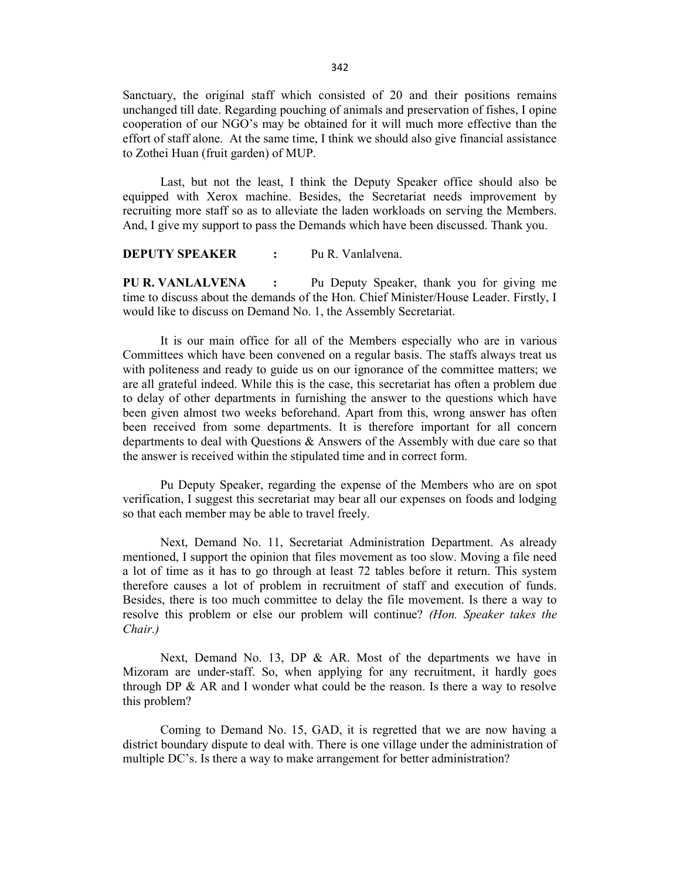Sanctuary, the original staff which consisted of 20 and their positions remains unchanged till date. Regarding pouching of animals and preservation of fishes, I opine cooperation of our NGO's may be obtained for it will much more effective than the effort of staff alone. At the same time, I think we should also give financial assistance to Zothei Huan (fruit garden) of MUP.

Last, but not the least, I think the Deputy Speaker office should also be equipped with Xerox machine. Besides, the Secretariat needs improvement by recruiting more staff so as to alleviate the laden workloads on serving the Members. And, I give my support to pass the Demands which have been discussed. Thank you.

**DEPUTY SPEAKER :** Pu R. Vanlalvena.

**PU R. VANLALVENA :** Pu Deputy Speaker, thank you for giving me time to discuss about the demands of the Hon. Chief Minister/House Leader. Firstly, I would like to discuss on Demand No. 1, the Assembly Secretariat.

It is our main office for all of the Members especially who are in various Committees which have been convened on a regular basis. The staffs always treat us with politeness and ready to guide us on our ignorance of the committee matters; we are all grateful indeed. While this is the case, this secretariat has often a problem due to delay of other departments in furnishing the answer to the questions which have been given almost two weeks beforehand. Apart from this, wrong answer has often been received from some departments. It is therefore important for all concern departments to deal with Questions & Answers of the Assembly with due care so that the answer is received within the stipulated time and in correct form.

Pu Deputy Speaker, regarding the expense of the Members who are on spot verification, I suggest this secretariat may bear all our expenses on foods and lodging so that each member may be able to travel freely.

Next, Demand No. 11, Secretariat Administration Department. As already mentioned, I support the opinion that files movement as too slow. Moving a file need a lot of time as it has to go through at least 72 tables before it return. This system therefore causes a lot of problem in recruitment of staff and execution of funds. Besides, there is too much committee to delay the file movement. Is there a way to resolve this problem or else our problem will continue? *(Hon. Speaker takes the Chair.)*

Next, Demand No. 13, DP & AR. Most of the departments we have in Mizoram are under-staff. So, when applying for any recruitment, it hardly goes through DP & AR and I wonder what could be the reason. Is there a way to resolve this problem?

Coming to Demand No. 15, GAD, it is regretted that we are now having a district boundary dispute to deal with. There is one village under the administration of multiple DC's. Is there a way to make arrangement for better administration?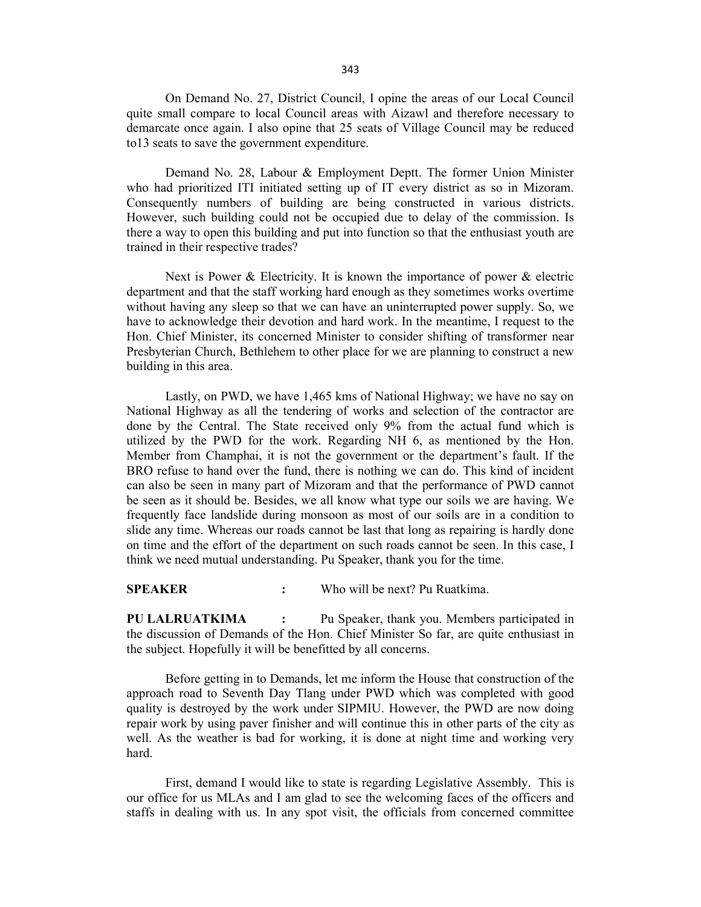On Demand No. 27, District Council, I opine the areas of our Local Council quite small compare to local Council areas with Aizawl and therefore necessary to demarcate once again. I also opine that 25 seats of Village Council may be reduced to13 seats to save the government expenditure.

Demand No. 28, Labour & Employment Deptt. The former Union Minister who had prioritized ITI initiated setting up of IT every district as so in Mizoram. Consequently numbers of building are being constructed in various districts. However, such building could not be occupied due to delay of the commission. Is there a way to open this building and put into function so that the enthusiast youth are trained in their respective trades?

Next is Power & Electricity. It is known the importance of power & electric department and that the staff working hard enough as they sometimes works overtime without having any sleep so that we can have an uninterrupted power supply. So, we have to acknowledge their devotion and hard work. In the meantime, I request to the Hon. Chief Minister, its concerned Minister to consider shifting of transformer near Presbyterian Church, Bethlehem to other place for we are planning to construct a new building in this area.

Lastly, on PWD, we have 1,465 kms of National Highway; we have no say on National Highway as all the tendering of works and selection of the contractor are done by the Central. The State received only 9% from the actual fund which is utilized by the PWD for the work. Regarding NH 6, as mentioned by the Hon. Member from Champhai, it is not the government or the department's fault. If the BRO refuse to hand over the fund, there is nothing we can do. This kind of incident can also be seen in many part of Mizoram and that the performance of PWD cannot be seen as it should be. Besides, we all know what type our soils we are having. We frequently face landslide during monsoon as most of our soils are in a condition to slide any time. Whereas our roads cannot be last that long as repairing is hardly done on time and the effort of the department on such roads cannot be seen. In this case, I think we need mutual understanding. Pu Speaker, thank you for the time.

**SPEAKER** : Who will be next? Pu Ruatkima.

**PU LALRUATKIMA** : Pu Speaker, thank you. Members participated in the discussion of Demands of the Hon. Chief Minister So far, are quite enthusiast in the subject. Hopefully it will be benefitted by all concerns.

Before getting in to Demands, let me inform the House that construction of the approach road to Seventh Day Tlang under PWD which was completed with good quality is destroyed by the work under SIPMIU. However, the PWD are now doing repair work by using paver finisher and will continue this in other parts of the city as well. As the weather is bad for working, it is done at night time and working very hard.

First, demand I would like to state is regarding Legislative Assembly. This is our office for us MLAs and I am glad to see the welcoming faces of the officers and staffs in dealing with us. In any spot visit, the officials from concerned committee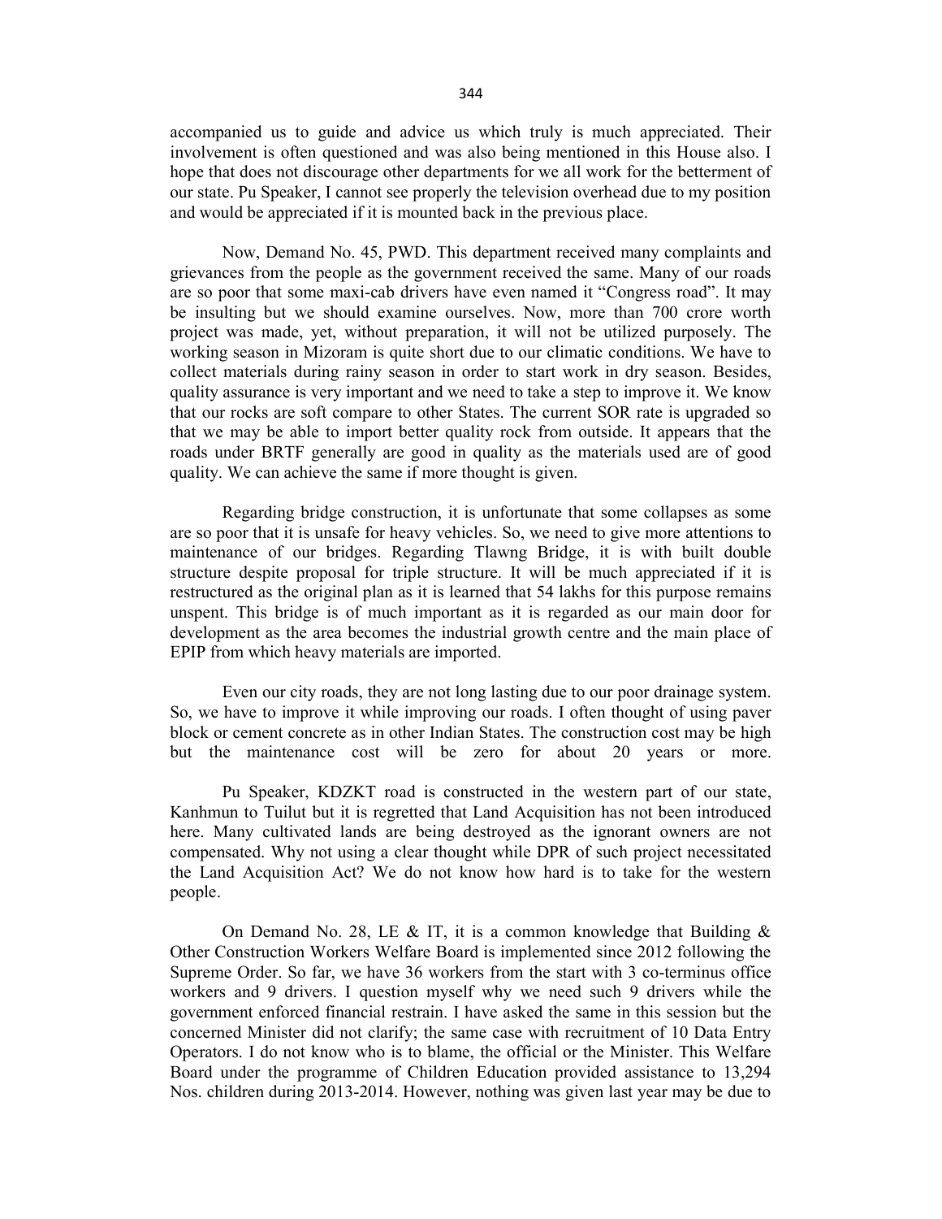accompanied us to guide and advice us which truly is much appreciated. Their involvement is often questioned and was also being mentioned in this House also. I hope that does not discourage other departments for we all work for the betterment of our state. Pu Speaker, I cannot see properly the television overhead due to my position and would be appreciated if it is mounted back in the previous place.

Now, Demand No. 45, PWD. This department received many complaints and grievances from the people as the government received the same. Many of our roads are so poor that some maxi-cab drivers have even named it "Congress road". It may be insulting but we should examine ourselves. Now, more than 700 crore worth project was made, yet, without preparation, it will not be utilized purposely. The working season in Mizoram is quite short due to our climatic conditions. We have to collect materials during rainy season in order to start work in dry season. Besides, quality assurance is very important and we need to take a step to improve it. We know that our rocks are soft compare to other States. The current SOR rate is upgraded so that we may be able to import better quality rock from outside. It appears that the roads under BRTF generally are good in quality as the materials used are of good quality. We can achieve the same if more thought is given.

Regarding bridge construction, it is unfortunate that some collapses as some are so poor that it is unsafe for heavy vehicles. So, we need to give more attentions to maintenance of our bridges. Regarding Tlawng Bridge, it is with built double structure despite proposal for triple structure. It will be much appreciated if it is restructured as the original plan as it is learned that 54 lakhs for this purpose remains unspent. This bridge is of much important as it is regarded as our main door for development as the area becomes the industrial growth centre and the main place of EPIP from which heavy materials are imported.

Even our city roads, they are not long lasting due to our poor drainage system. So, we have to improve it while improving our roads. I often thought of using paver block or cement concrete as in other Indian States. The construction cost may be high but the maintenance cost will be zero for about 20 years or more.

Pu Speaker, KDZKT road is constructed in the western part of our state, Kanhmun to Tuilut but it is regretted that Land Acquisition has not been introduced here. Many cultivated lands are being destroyed as the ignorant owners are not compensated. Why not using a clear thought while DPR of such project necessitated the Land Acquisition Act? We do not know how hard is to take for the western people.

On Demand No. 28, LE & IT, it is a common knowledge that Building & Other Construction Workers Welfare Board is implemented since 2012 following the Supreme Order. So far, we have 36 workers from the start with 3 co-terminus office workers and 9 drivers. I question myself why we need such 9 drivers while the government enforced financial restrain. I have asked the same in this session but the concerned Minister did not clarify; the same case with recruitment of 10 Data Entry Operators. I do not know who is to blame, the official or the Minister. This Welfare Board under the programme of Children Education provided assistance to 13,294 Nos. children during 2013-2014. However, nothing was given last year may be due to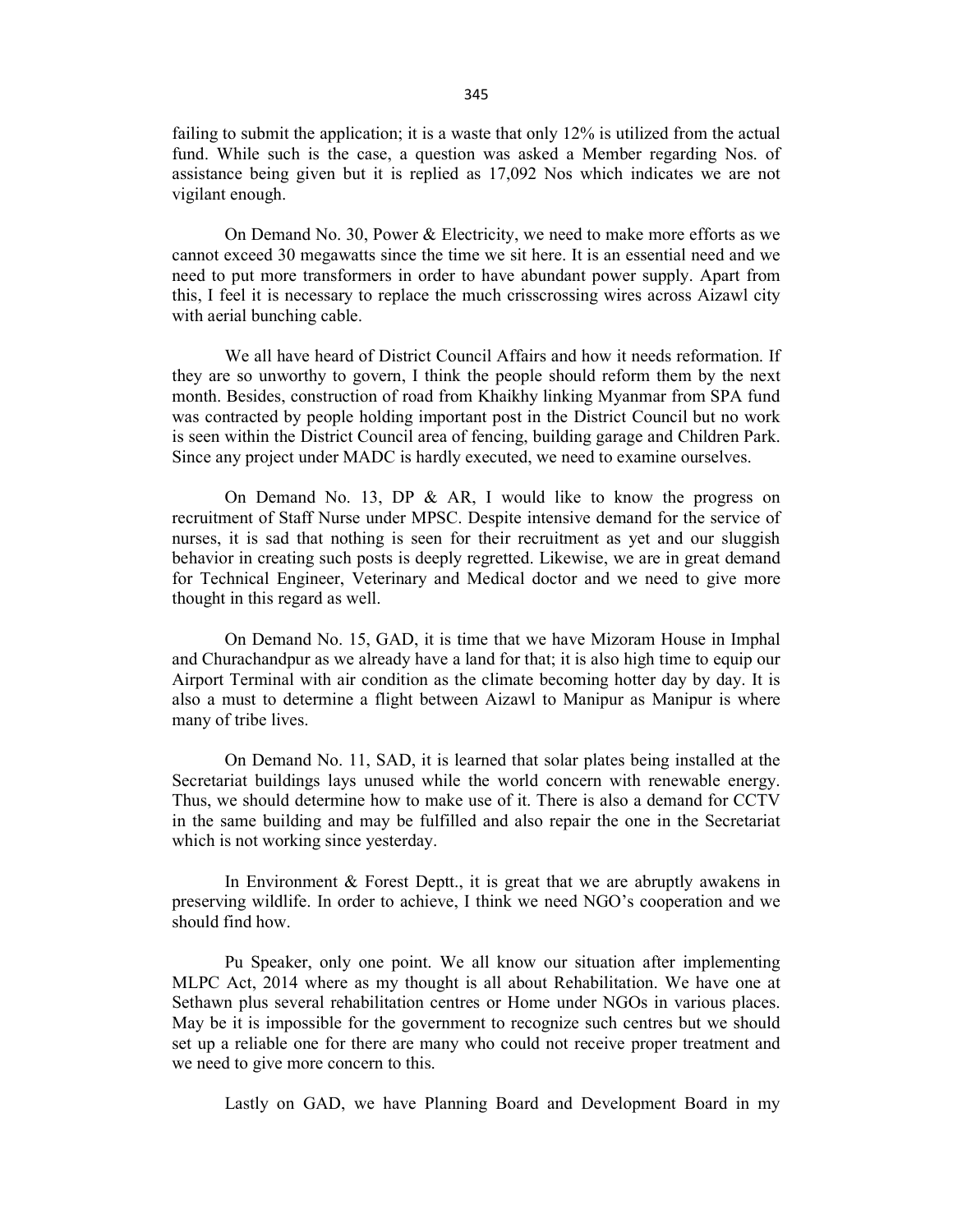failing to submit the application; it is a waste that only 12% is utilized from the actual fund. While such is the case, a question was asked a Member regarding Nos. of assistance being given but it is replied as 17,092 Nos which indicates we are not vigilant enough.

On Demand No. 30, Power & Electricity, we need to make more efforts as we cannot exceed 30 megawatts since the time we sit here. It is an essential need and we need to put more transformers in order to have abundant power supply. Apart from this, I feel it is necessary to replace the much crisscrossing wires across Aizawl city with aerial bunching cable.

We all have heard of District Council Affairs and how it needs reformation. If they are so unworthy to govern, I think the people should reform them by the next month. Besides, construction of road from Khaikhy linking Myanmar from SPA fund was contracted by people holding important post in the District Council but no work is seen within the District Council area of fencing, building garage and Children Park. Since any project under MADC is hardly executed, we need to examine ourselves.

On Demand No. 13, DP & AR, I would like to know the progress on recruitment of Staff Nurse under MPSC. Despite intensive demand for the service of nurses, it is sad that nothing is seen for their recruitment as yet and our sluggish behavior in creating such posts is deeply regretted. Likewise, we are in great demand for Technical Engineer, Veterinary and Medical doctor and we need to give more thought in this regard as well.

On Demand No. 15, GAD, it is time that we have Mizoram House in Imphal and Churachandpur as we already have a land for that; it is also high time to equip our Airport Terminal with air condition as the climate becoming hotter day by day. It is also a must to determine a flight between Aizawl to Manipur as Manipur is where many of tribe lives.

On Demand No. 11, SAD, it is learned that solar plates being installed at the Secretariat buildings lays unused while the world concern with renewable energy. Thus, we should determine how to make use of it. There is also a demand for CCTV in the same building and may be fulfilled and also repair the one in the Secretariat which is not working since yesterday.

In Environment & Forest Deptt., it is great that we are abruptly awakens in preserving wildlife. In order to achieve, I think we need NGO's cooperation and we should find how.

Pu Speaker, only one point. We all know our situation after implementing MLPC Act, 2014 where as my thought is all about Rehabilitation. We have one at Sethawn plus several rehabilitation centres or Home under NGOs in various places. May be it is impossible for the government to recognize such centres but we should set up a reliable one for there are many who could not receive proper treatment and we need to give more concern to this.

Lastly on GAD, we have Planning Board and Development Board in my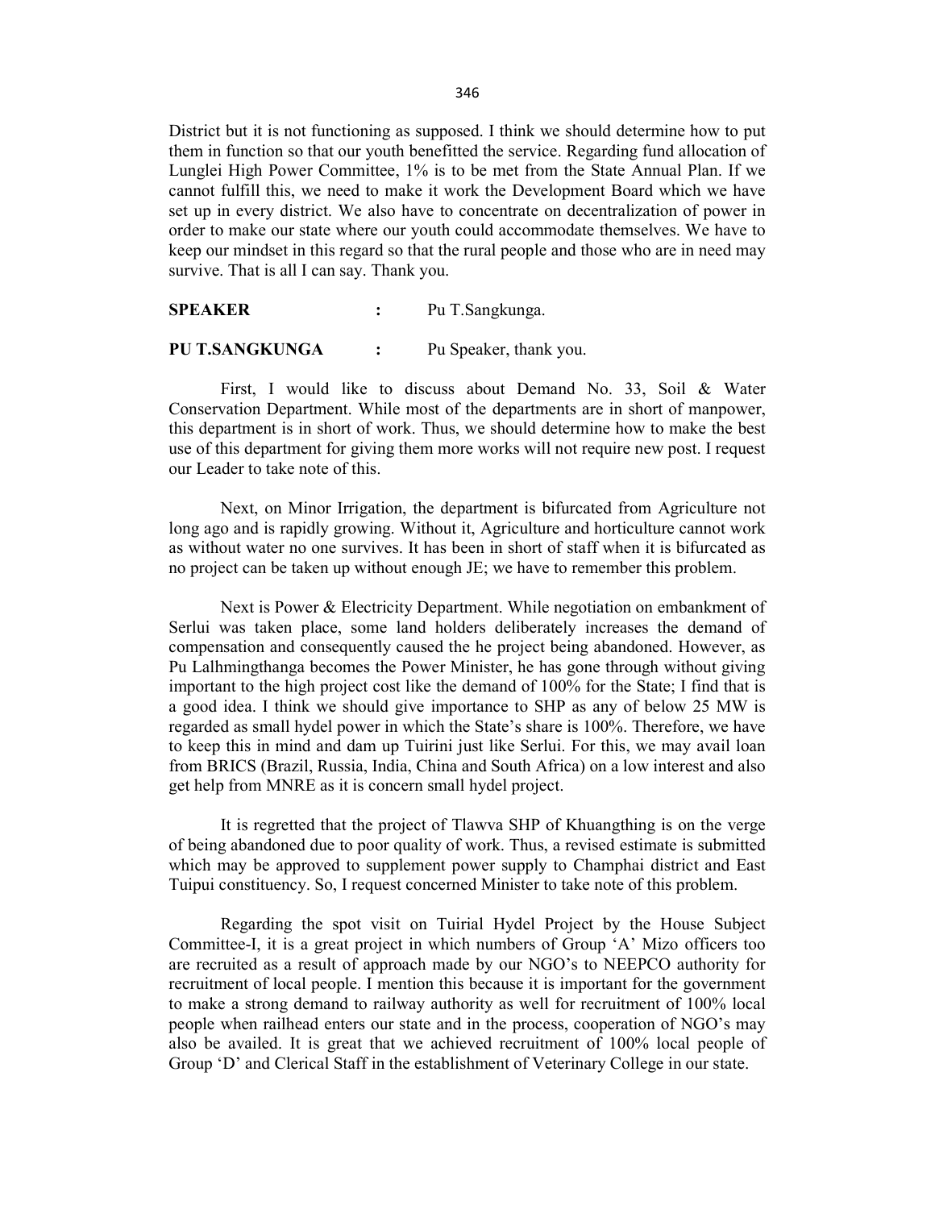District but it is not functioning as supposed. I think we should determine how to put them in function so that our youth benefitted the service. Regarding fund allocation of Lunglei High Power Committee, 1% is to be met from the State Annual Plan. If we cannot fulfill this, we need to make it work the Development Board which we have set up in every district. We also have to concentrate on decentralization of power in order to make our state where our youth could accommodate themselves. We have to keep our mindset in this regard so that the rural people and those who are in need may survive. That is all I can say. Thank you.

**SPEAKER** : Pu T.Sangkunga.

**PU T.SANGKUNGA** : Pu Speaker, thank you.

First, I would like to discuss about Demand No. 33, Soil & Water Conservation Department. While most of the departments are in short of manpower, this department is in short of work. Thus, we should determine how to make the best use of this department for giving them more works will not require new post. I request our Leader to take note of this.

Next, on Minor Irrigation, the department is bifurcated from Agriculture not long ago and is rapidly growing. Without it, Agriculture and horticulture cannot work as without water no one survives. It has been in short of staff when it is bifurcated as no project can be taken up without enough JE; we have to remember this problem.

Next is Power & Electricity Department. While negotiation on embankment of Serlui was taken place, some land holders deliberately increases the demand of compensation and consequently caused the he project being abandoned. However, as Pu Lalhmingthanga becomes the Power Minister, he has gone through without giving important to the high project cost like the demand of 100% for the State; I find that is a good idea. I think we should give importance to SHP as any of below 25 MW is regarded as small hydel power in which the State's share is 100%. Therefore, we have to keep this in mind and dam up Tuirini just like Serlui. For this, we may avail loan from BRICS (Brazil, Russia, India, China and South Africa) on a low interest and also get help from MNRE as it is concern small hydel project.

It is regretted that the project of Tlawva SHP of Khuangthing is on the verge of being abandoned due to poor quality of work. Thus, a revised estimate is submitted which may be approved to supplement power supply to Champhai district and East Tuipui constituency. So, I request concerned Minister to take note of this problem.

Regarding the spot visit on Tuirial Hydel Project by the House Subject Committee-I, it is a great project in which numbers of Group 'A' Mizo officers too are recruited as a result of approach made by our NGO's to NEEPCO authority for recruitment of local people. I mention this because it is important for the government to make a strong demand to railway authority as well for recruitment of 100% local people when railhead enters our state and in the process, cooperation of NGO's may also be availed. It is great that we achieved recruitment of 100% local people of Group 'D' and Clerical Staff in the establishment of Veterinary College in our state.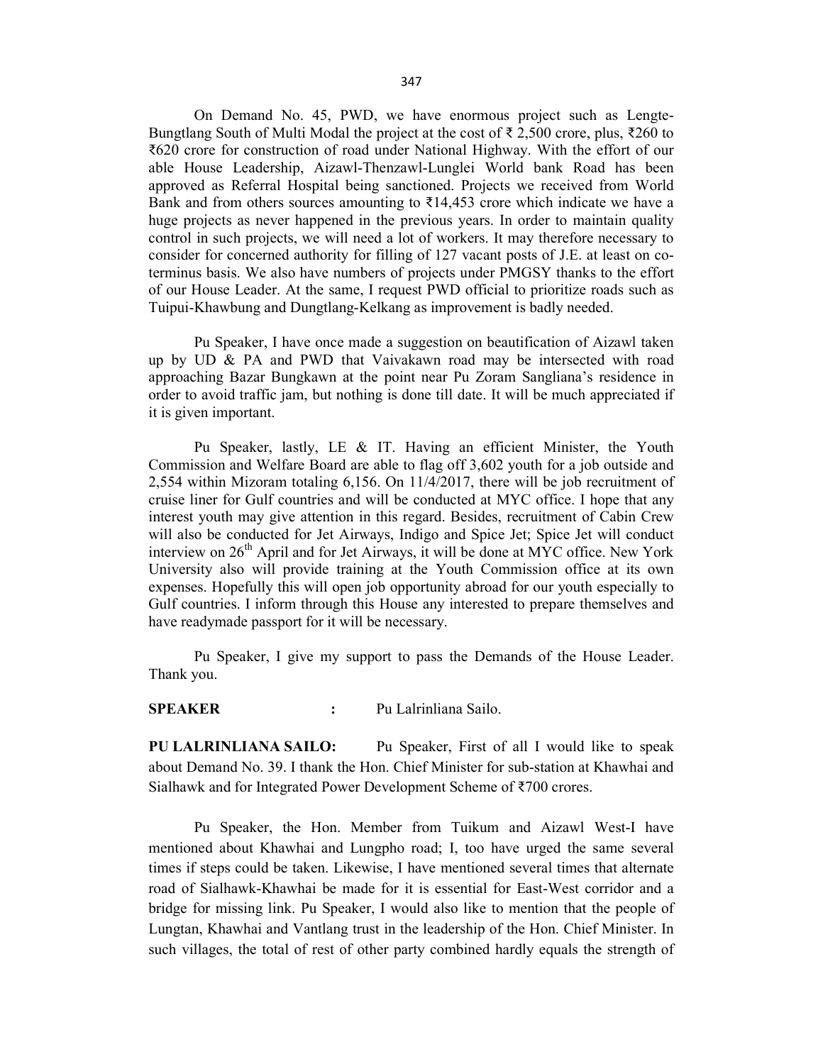On Demand No. 45, PWD, we have enormous project such as Lengte-Bungtlang South of Multi Modal the project at the cost of ₹ 2,500 crore, plus, ₹260 to ₹620 crore for construction of road under National Highway. With the effort of our able House Leadership, Aizawl-Thenzawl-Lunglei World bank Road has been approved as Referral Hospital being sanctioned. Projects we received from World Bank and from others sources amounting to ₹14,453 crore which indicate we have a huge projects as never happened in the previous years. In order to maintain quality control in such projects, we will need a lot of workers. It may therefore necessary to consider for concerned authority for filling of 127 vacant posts of J.E. at least on co-terminus basis. We also have numbers of projects under PMGSY thanks to the effort of our House Leader. At the same, I request PWD official to prioritize roads such as Tuipui-Khawbung and Dungtlang-Kelkang as improvement is badly needed.

Pu Speaker, I have once made a suggestion on beautification of Aizawl taken up by UD & PA and PWD that Vaivakawn road may be intersected with road approaching Bazar Bungkawn at the point near Pu Zoram Sangliana's residence in order to avoid traffic jam, but nothing is done till date. It will be much appreciated if it is given important.

Pu Speaker, lastly, LE & IT. Having an efficient Minister, the Youth Commission and Welfare Board are able to flag off 3,602 youth for a job outside and 2,554 within Mizoram totaling 6,156. On 11/4/2017, there will be job recruitment of cruise liner for Gulf countries and will be conducted at MYC office. I hope that any interest youth may give attention in this regard. Besides, recruitment of Cabin Crew will also be conducted for Jet Airways, Indigo and Spice Jet; Spice Jet will conduct interview on 26th April and for Jet Airways, it will be done at MYC office. New York University also will provide training at the Youth Commission office at its own expenses. Hopefully this will open job opportunity abroad for our youth especially to Gulf countries. I inform through this House any interested to prepare themselves and have readymade passport for it will be necessary.

Pu Speaker, I give my support to pass the Demands of the House Leader. Thank you.

**SPEAKER** : Pu Lalrinliana Sailo.

**PU LALRINLIANA SAILO:** Pu Speaker, First of all I would like to speak about Demand No. 39. I thank the Hon. Chief Minister for sub-station at Khawhai and Sialhawk and for Integrated Power Development Scheme of ₹700 crores.

Pu Speaker, the Hon. Member from Tuikum and Aizawl West-I have mentioned about Khawhai and Lungpho road; I, too have urged the same several times if steps could be taken. Likewise, I have mentioned several times that alternate road of Sialhawk-Khawhai be made for it is essential for East-West corridor and a bridge for missing link. Pu Speaker, I would also like to mention that the people of Lungtan, Khawhai and Vantlang trust in the leadership of the Hon. Chief Minister. In such villages, the total of rest of other party combined hardly equals the strength of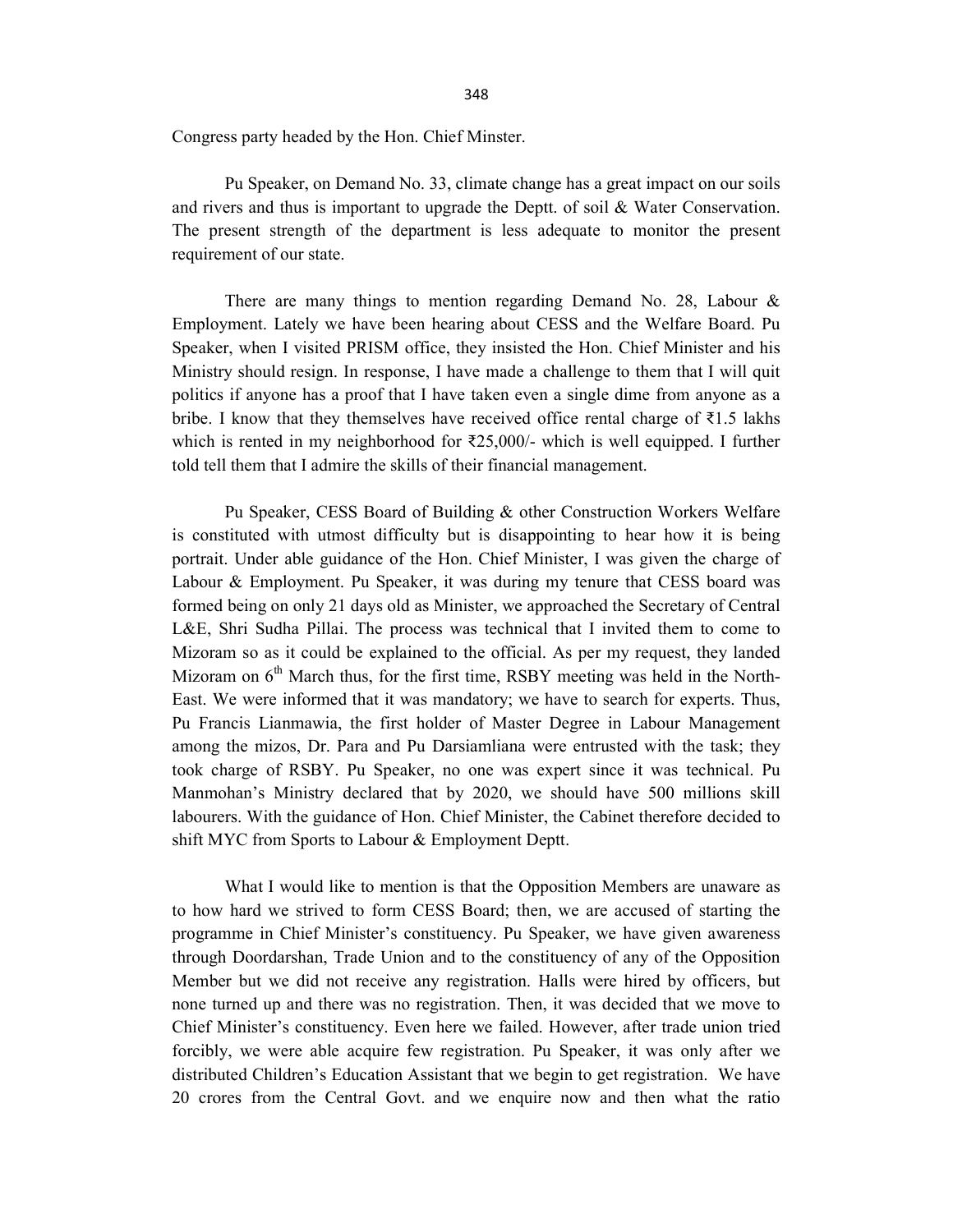Congress party headed by the Hon. Chief Minster.

Pu Speaker, on Demand No. 33, climate change has a great impact on our soils and rivers and thus is important to upgrade the Deptt. of soil & Water Conservation. The present strength of the department is less adequate to monitor the present requirement of our state.

There are many things to mention regarding Demand No. 28, Labour & Employment. Lately we have been hearing about CESS and the Welfare Board. Pu Speaker, when I visited PRISM office, they insisted the Hon. Chief Minister and his Ministry should resign. In response, I have made a challenge to them that I will quit politics if anyone has a proof that I have taken even a single dime from anyone as a bribe. I know that they themselves have received office rental charge of ₹1.5 lakhs which is rented in my neighborhood for ₹25,000/- which is well equipped. I further told tell them that I admire the skills of their financial management.

Pu Speaker, CESS Board of Building & other Construction Workers Welfare is constituted with utmost difficulty but is disappointing to hear how it is being portrait. Under able guidance of the Hon. Chief Minister, I was given the charge of Labour & Employment. Pu Speaker, it was during my tenure that CESS board was formed being on only 21 days old as Minister, we approached the Secretary of Central L&E, Shri Sudha Pillai. The process was technical that I invited them to come to Mizoram so as it could be explained to the official. As per my request, they landed Mizoram on 6th March thus, for the first time, RSBY meeting was held in the North-East. We were informed that it was mandatory; we have to search for experts. Thus, Pu Francis Lianmawia, the first holder of Master Degree in Labour Management among the mizos, Dr. Para and Pu Darsiamliana were entrusted with the task; they took charge of RSBY. Pu Speaker, no one was expert since it was technical. Pu Manmohan's Ministry declared that by 2020, we should have 500 millions skill labourers. With the guidance of Hon. Chief Minister, the Cabinet therefore decided to shift MYC from Sports to Labour & Employment Deptt.

What I would like to mention is that the Opposition Members are unaware as to how hard we strived to form CESS Board; then, we are accused of starting the programme in Chief Minister's constituency. Pu Speaker, we have given awareness through Doordarshan, Trade Union and to the constituency of any of the Opposition Member but we did not receive any registration. Halls were hired by officers, but none turned up and there was no registration. Then, it was decided that we move to Chief Minister's constituency. Even here we failed. However, after trade union tried forcibly, we were able acquire few registration. Pu Speaker, it was only after we distributed Children's Education Assistant that we begin to get registration. We have 20 crores from the Central Govt. and we enquire now and then what the ratio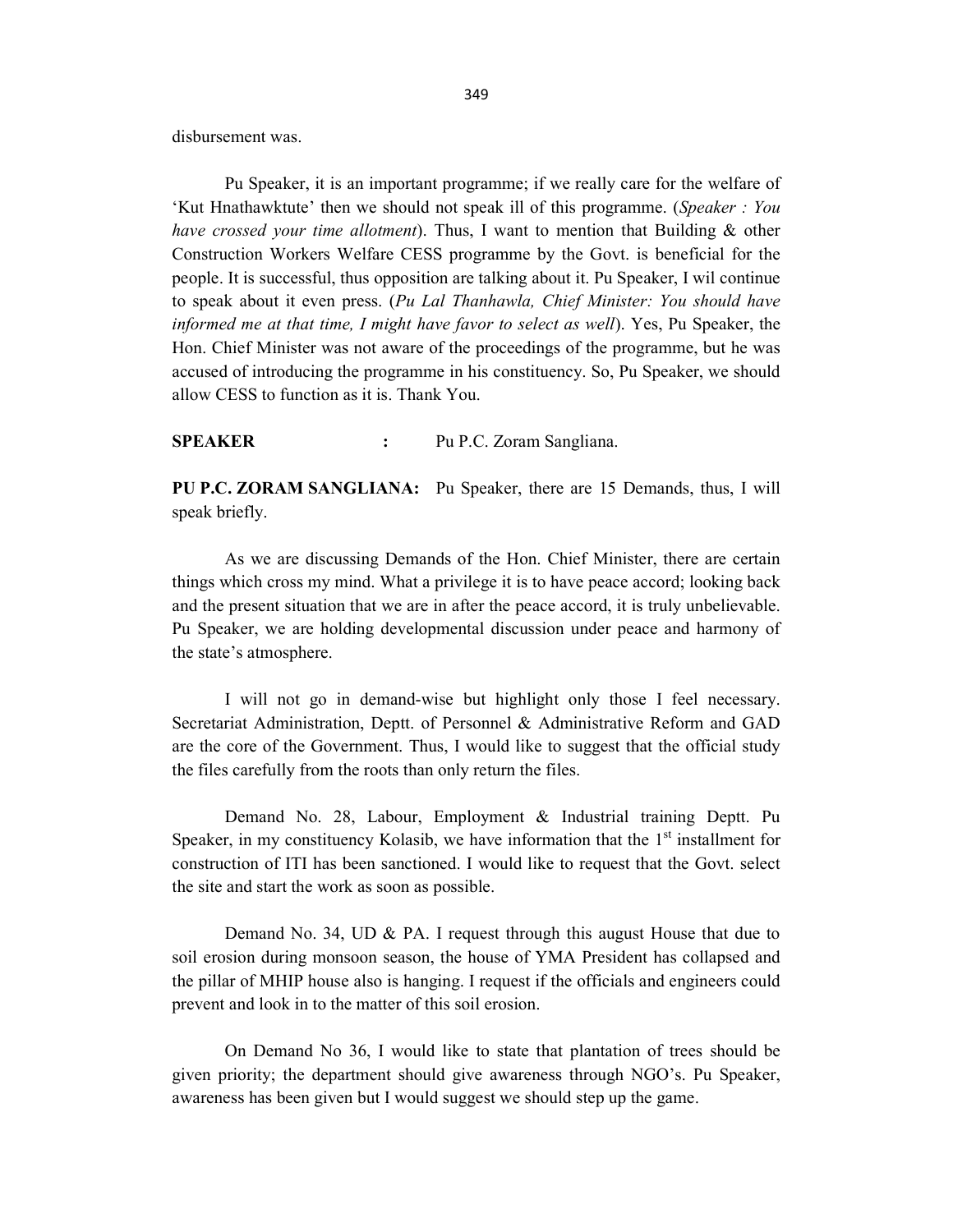disbursement was.

Pu Speaker, it is an important programme; if we really care for the welfare of 'Kut Hnathawktute' then we should not speak ill of this programme. (*Speaker : You have crossed your time allotment*). Thus, I want to mention that Building & other Construction Workers Welfare CESS programme by the Govt. is beneficial for the people. It is successful, thus opposition are talking about it. Pu Speaker, I wil continue to speak about it even press. (*Pu Lal Thanhawla, Chief Minister: You should have informed me at that time, I might have favor to select as well*). Yes, Pu Speaker, the Hon. Chief Minister was not aware of the proceedings of the programme, but he was accused of introducing the programme in his constituency. So, Pu Speaker, we should allow CESS to function as it is. Thank You.

**SPEAKER** : Pu P.C. Zoram Sangliana.

**PU P.C. ZORAM SANGLIANA:** Pu Speaker, there are 15 Demands, thus, I will speak briefly.

As we are discussing Demands of the Hon. Chief Minister, there are certain things which cross my mind. What a privilege it is to have peace accord; looking back and the present situation that we are in after the peace accord, it is truly unbelievable. Pu Speaker, we are holding developmental discussion under peace and harmony of the state's atmosphere.

I will not go in demand-wise but highlight only those I feel necessary. Secretariat Administration, Deptt. of Personnel & Administrative Reform and GAD are the core of the Government. Thus, I would like to suggest that the official study the files carefully from the roots than only return the files.

Demand No. 28, Labour, Employment & Industrial training Deptt. Pu Speaker, in my constituency Kolasib, we have information that the 1st installment for construction of ITI has been sanctioned. I would like to request that the Govt. select the site and start the work as soon as possible.

Demand No. 34, UD & PA. I request through this august House that due to soil erosion during monsoon season, the house of YMA President has collapsed and the pillar of MHIP house also is hanging. I request if the officials and engineers could prevent and look in to the matter of this soil erosion.

On Demand No 36, I would like to state that plantation of trees should be given priority; the department should give awareness through NGO's. Pu Speaker, awareness has been given but I would suggest we should step up the game.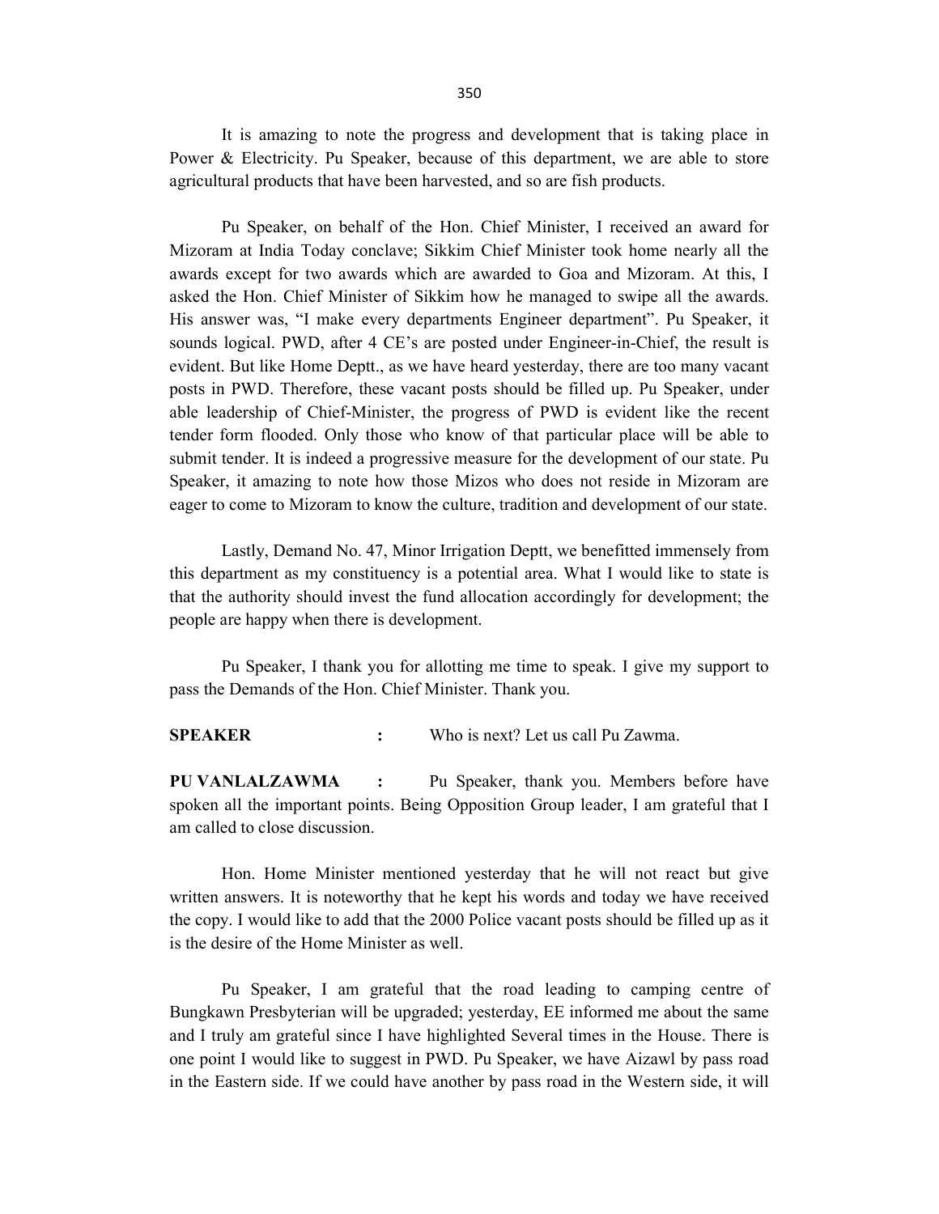It is amazing to note the progress and development that is taking place in Power & Electricity. Pu Speaker, because of this department, we are able to store agricultural products that have been harvested, and so are fish products.

Pu Speaker, on behalf of the Hon. Chief Minister, I received an award for Mizoram at India Today conclave; Sikkim Chief Minister took home nearly all the awards except for two awards which are awarded to Goa and Mizoram. At this, I asked the Hon. Chief Minister of Sikkim how he managed to swipe all the awards. His answer was, "I make every departments Engineer department". Pu Speaker, it sounds logical. PWD, after 4 CE's are posted under Engineer-in-Chief, the result is evident. But like Home Deptt., as we have heard yesterday, there are too many vacant posts in PWD. Therefore, these vacant posts should be filled up. Pu Speaker, under able leadership of Chief-Minister, the progress of PWD is evident like the recent tender form flooded. Only those who know of that particular place will be able to submit tender. It is indeed a progressive measure for the development of our state. Pu Speaker, it amazing to note how those Mizos who does not reside in Mizoram are eager to come to Mizoram to know the culture, tradition and development of our state.

Lastly, Demand No. 47, Minor Irrigation Deptt, we benefitted immensely from this department as my constituency is a potential area. What I would like to state is that the authority should invest the fund allocation accordingly for development; the people are happy when there is development.

Pu Speaker, I thank you for allotting me time to speak. I give my support to pass the Demands of the Hon. Chief Minister. Thank you.

**SPEAKER** : Who is next? Let us call Pu Zawma.

**PU VANLALZAWMA** : Pu Speaker, thank you. Members before have spoken all the important points. Being Opposition Group leader, I am grateful that I am called to close discussion.

Hon. Home Minister mentioned yesterday that he will not react but give written answers. It is noteworthy that he kept his words and today we have received the copy. I would like to add that the 2000 Police vacant posts should be filled up as it is the desire of the Home Minister as well.

Pu Speaker, I am grateful that the road leading to camping centre of Bungkawn Presbyterian will be upgraded; yesterday, EE informed me about the same and I truly am grateful since I have highlighted Several times in the House. There is one point I would like to suggest in PWD. Pu Speaker, we have Aizawl by pass road in the Eastern side. If we could have another by pass road in the Western side, it will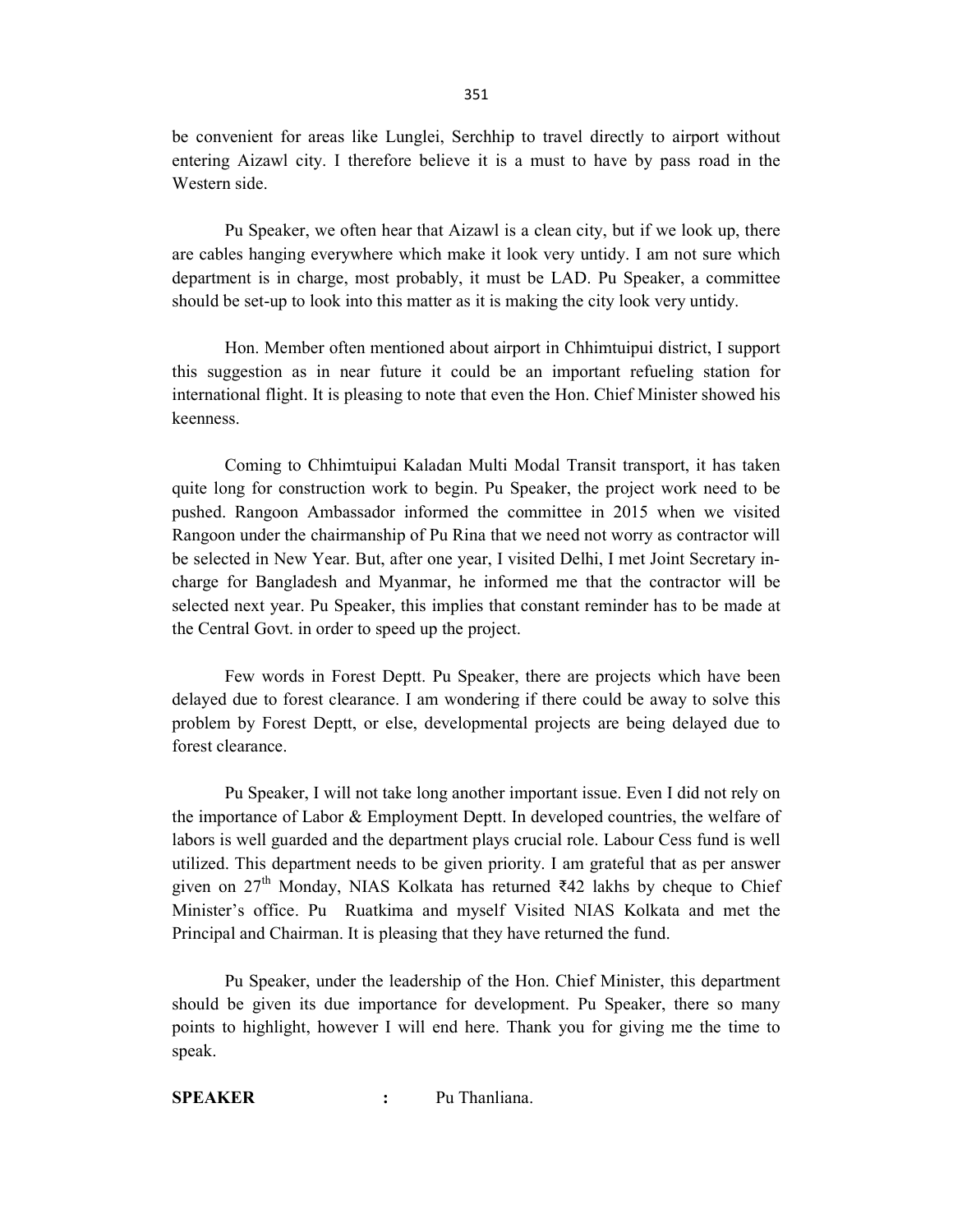be convenient for areas like Lunglei, Serchhip to travel directly to airport without entering Aizawl city. I therefore believe it is a must to have by pass road in the Western side.

Pu Speaker, we often hear that Aizawl is a clean city, but if we look up, there are cables hanging everywhere which make it look very untidy. I am not sure which department is in charge, most probably, it must be LAD. Pu Speaker, a committee should be set-up to look into this matter as it is making the city look very untidy.

Hon. Member often mentioned about airport in Chhimtuipui district, I support this suggestion as in near future it could be an important refueling station for international flight. It is pleasing to note that even the Hon. Chief Minister showed his keenness.

Coming to Chhimtuipui Kaladan Multi Modal Transit transport, it has taken quite long for construction work to begin. Pu Speaker, the project work need to be pushed. Rangoon Ambassador informed the committee in 2015 when we visited Rangoon under the chairmanship of Pu Rina that we need not worry as contractor will be selected in New Year. But, after one year, I visited Delhi, I met Joint Secretary in-charge for Bangladesh and Myanmar, he informed me that the contractor will be selected next year. Pu Speaker, this implies that constant reminder has to be made at the Central Govt. in order to speed up the project.

Few words in Forest Deptt. Pu Speaker, there are projects which have been delayed due to forest clearance. I am wondering if there could be away to solve this problem by Forest Deptt, or else, developmental projects are being delayed due to forest clearance.

Pu Speaker, I will not take long another important issue. Even I did not rely on the importance of Labor & Employment Deptt. In developed countries, the welfare of labors is well guarded and the department plays crucial role. Labour Cess fund is well utilized. This department needs to be given priority. I am grateful that as per answer given on 27th Monday, NIAS Kolkata has returned ₹42 lakhs by cheque to Chief Minister's office. Pu Ruatkima and myself Visited NIAS Kolkata and met the Principal and Chairman. It is pleasing that they have returned the fund.

Pu Speaker, under the leadership of the Hon. Chief Minister, this department should be given its due importance for development. Pu Speaker, there so many points to highlight, however I will end here. Thank you for giving me the time to speak.

**SPEAKER** : Pu Thanliana.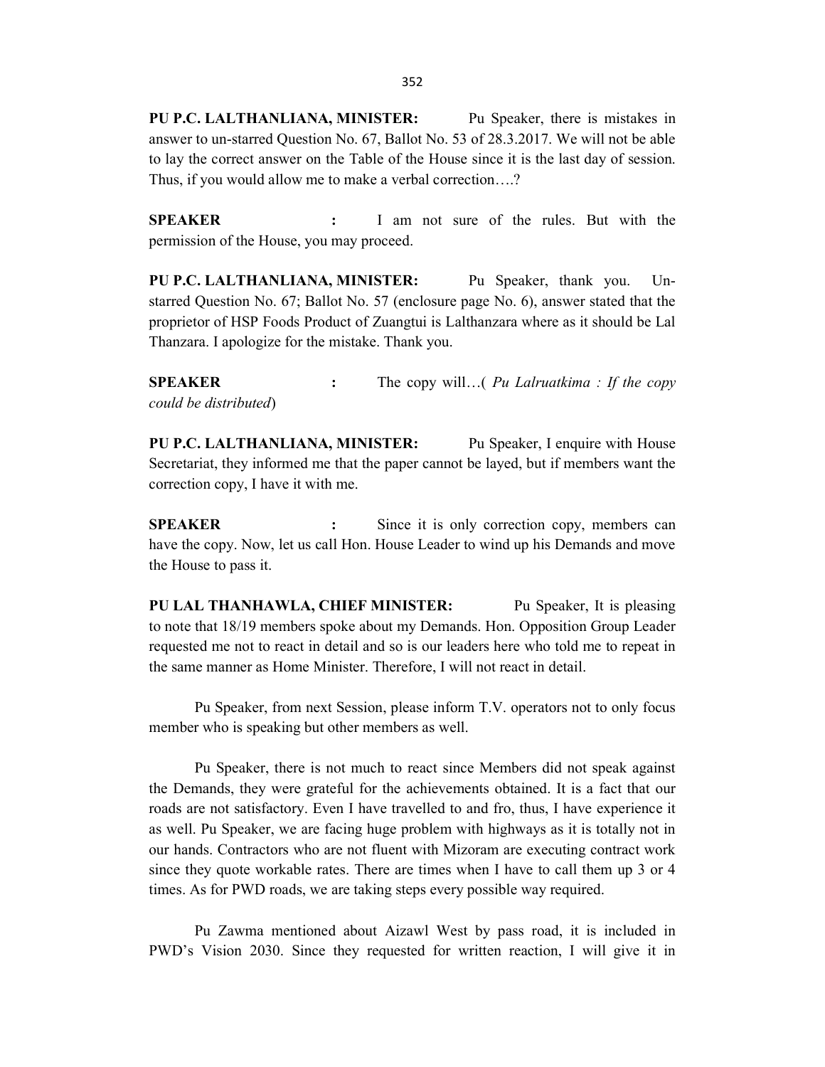**PU P.C. LALTHANLIANA, MINISTER:** Pu Speaker, there is mistakes in answer to un-starred Question No. 67, Ballot No. 53 of 28.3.2017. We will not be able to lay the correct answer on the Table of the House since it is the last day of session. Thus, if you would allow me to make a verbal correction….?

**SPEAKER :** I am not sure of the rules. But with the permission of the House, you may proceed.

**PU P.C. LALTHANLIANA, MINISTER:** Pu Speaker, thank you. Un-starred Question No. 67; Ballot No. 57 (enclosure page No. 6), answer stated that the proprietor of HSP Foods Product of Zuangtui is Lalthanzara where as it should be Lal Thanzara. I apologize for the mistake. Thank you.

**SPEAKER :** The copy will…( *Pu Lalruatkima : If the copy could be distributed*)

**PU P.C. LALTHANLIANA, MINISTER:** Pu Speaker, I enquire with House Secretariat, they informed me that the paper cannot be layed, but if members want the correction copy, I have it with me.

**SPEAKER :** Since it is only correction copy, members can have the copy. Now, let us call Hon. House Leader to wind up his Demands and move the House to pass it.

**PU LAL THANHAWLA, CHIEF MINISTER:** Pu Speaker, It is pleasing to note that 18/19 members spoke about my Demands. Hon. Opposition Group Leader requested me not to react in detail and so is our leaders here who told me to repeat in the same manner as Home Minister. Therefore, I will not react in detail.

Pu Speaker, from next Session, please inform T.V. operators not to only focus member who is speaking but other members as well.

Pu Speaker, there is not much to react since Members did not speak against the Demands, they were grateful for the achievements obtained. It is a fact that our roads are not satisfactory. Even I have travelled to and fro, thus, I have experience it as well. Pu Speaker, we are facing huge problem with highways as it is totally not in our hands. Contractors who are not fluent with Mizoram are executing contract work since they quote workable rates. There are times when I have to call them up 3 or 4 times. As for PWD roads, we are taking steps every possible way required.

Pu Zawma mentioned about Aizawl West by pass road, it is included in PWD's Vision 2030. Since they requested for written reaction, I will give it in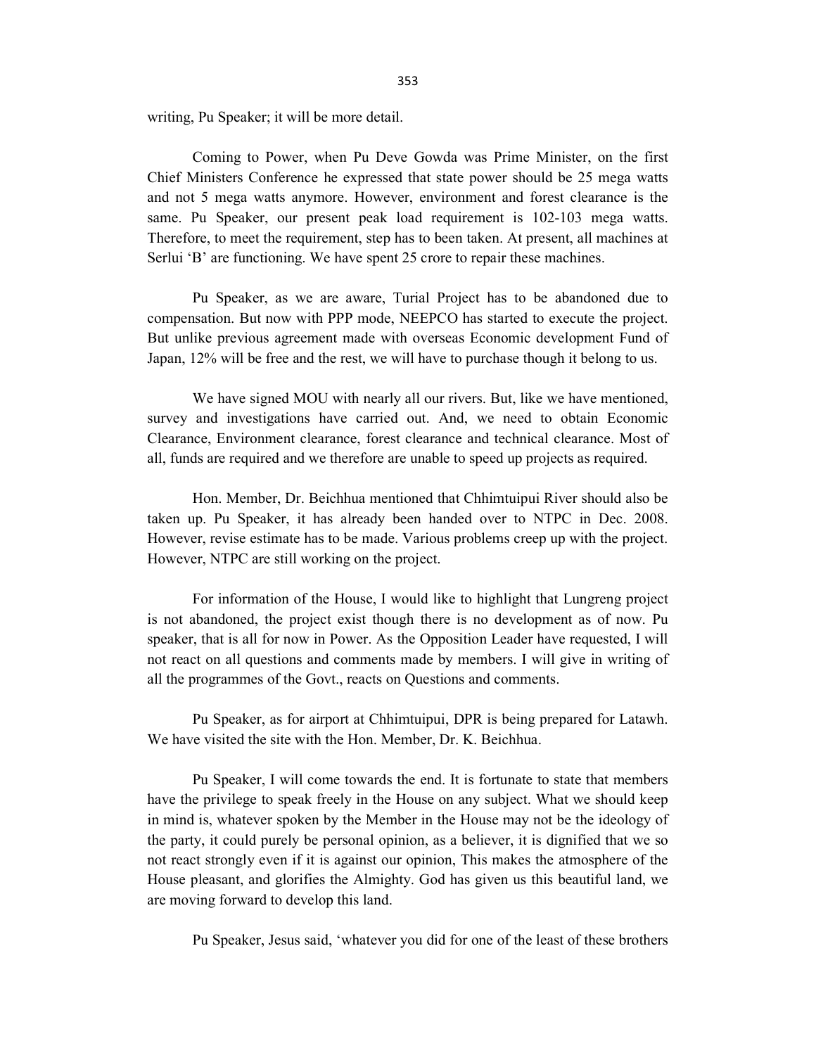writing, Pu Speaker; it will be more detail.

Coming to Power, when Pu Deve Gowda was Prime Minister, on the first Chief Ministers Conference he expressed that state power should be 25 mega watts and not 5 mega watts anymore. However, environment and forest clearance is the same. Pu Speaker, our present peak load requirement is 102-103 mega watts. Therefore, to meet the requirement, step has to been taken. At present, all machines at Serlui 'B' are functioning. We have spent 25 crore to repair these machines.

Pu Speaker, as we are aware, Turial Project has to be abandoned due to compensation. But now with PPP mode, NEEPCO has started to execute the project. But unlike previous agreement made with overseas Economic development Fund of Japan, 12% will be free and the rest, we will have to purchase though it belong to us.

We have signed MOU with nearly all our rivers. But, like we have mentioned, survey and investigations have carried out. And, we need to obtain Economic Clearance, Environment clearance, forest clearance and technical clearance. Most of all, funds are required and we therefore are unable to speed up projects as required.

Hon. Member, Dr. Beichhua mentioned that Chhimtuipui River should also be taken up. Pu Speaker, it has already been handed over to NTPC in Dec. 2008. However, revise estimate has to be made. Various problems creep up with the project. However, NTPC are still working on the project.

For information of the House, I would like to highlight that Lungreng project is not abandoned, the project exist though there is no development as of now. Pu speaker, that is all for now in Power. As the Opposition Leader have requested, I will not react on all questions and comments made by members. I will give in writing of all the programmes of the Govt., reacts on Questions and comments.

Pu Speaker, as for airport at Chhimtuipui, DPR is being prepared for Latawh. We have visited the site with the Hon. Member, Dr. K. Beichhua.

Pu Speaker, I will come towards the end. It is fortunate to state that members have the privilege to speak freely in the House on any subject. What we should keep in mind is, whatever spoken by the Member in the House may not be the ideology of the party, it could purely be personal opinion, as a believer, it is dignified that we so not react strongly even if it is against our opinion, This makes the atmosphere of the House pleasant, and glorifies the Almighty. God has given us this beautiful land, we are moving forward to develop this land.

Pu Speaker, Jesus said, 'whatever you did for one of the least of these brothers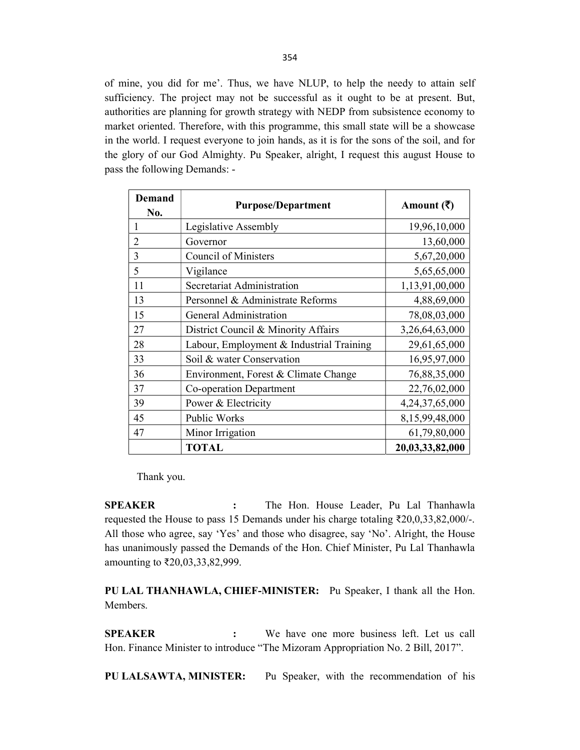of mine, you did for me'. Thus, we have NLUP, to help the needy to attain self sufficiency. The project may not be successful as it ought to be at present. But, authorities are planning for growth strategy with NEDP from subsistence economy to market oriented. Therefore, with this programme, this small state will be a showcase in the world. I request everyone to join hands, as it is for the sons of the soil, and for the glory of our God Almighty. Pu Speaker, alright, I request this august House to pass the following Demands: -

| Demand No. | Purpose/Department | Amount (₹) |
|---|---|---|
| 1 | Legislative Assembly | 19,96,10,000 |
| 2 | Governor | 13,60,000 |
| 3 | Council of Ministers | 5,67,20,000 |
| 5 | Vigilance | 5,65,65,000 |
| 11 | Secretariat Administration | 1,13,91,00,000 |
| 13 | Personnel & Administrate Reforms | 4,88,69,000 |
| 15 | General Administration | 78,08,03,000 |
| 27 | District Council & Minority Affairs | 3,26,64,63,000 |
| 28 | Labour, Employment & Industrial Training | 29,61,65,000 |
| 33 | Soil & water Conservation | 16,95,97,000 |
| 36 | Environment, Forest & Climate Change | 76,88,35,000 |
| 37 | Co-operation Department | 22,76,02,000 |
| 39 | Power & Electricity | 4,24,37,65,000 |
| 45 | Public Works | 8,15,99,48,000 |
| 47 | Minor Irrigation | 61,79,80,000 |
| | **TOTAL** | **20,03,33,82,000** |

Thank you.

**SPEAKER :** The Hon. House Leader, Pu Lal Thanhawla requested the House to pass 15 Demands under his charge totaling ₹20,0,33,82,000/-. All those who agree, say 'Yes' and those who disagree, say 'No'. Alright, the House has unanimously passed the Demands of the Hon. Chief Minister, Pu Lal Thanhawla amounting to ₹20,03,33,82,999.

**PU LAL THANHAWLA, CHIEF-MINISTER:** Pu Speaker, I thank all the Hon. Members.

**SPEAKER :** We have one more business left. Let us call Hon. Finance Minister to introduce "The Mizoram Appropriation No. 2 Bill, 2017".

**PU LALSAWTA, MINISTER:** Pu Speaker, with the recommendation of his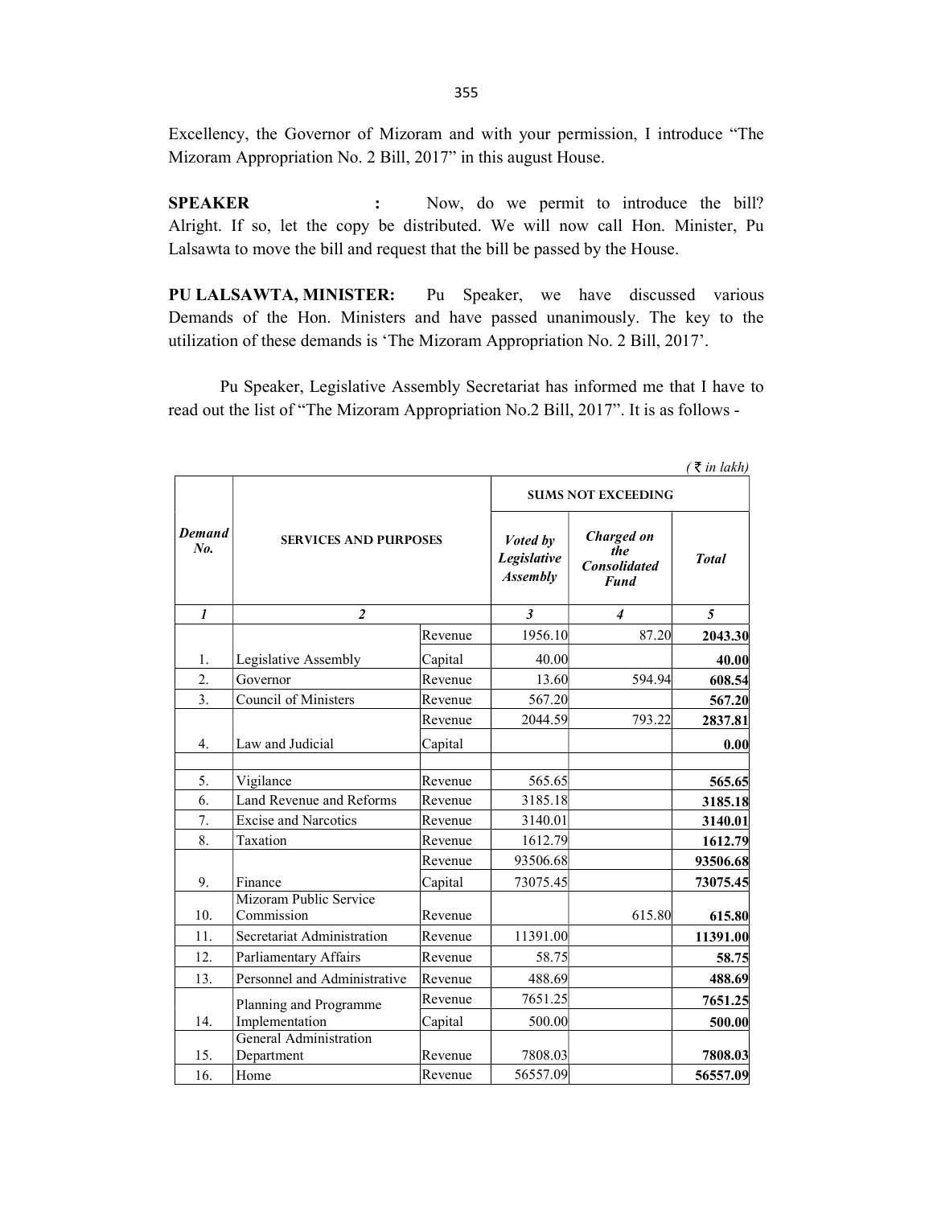Excellency, the Governor of Mizoram and with your permission, I introduce "The Mizoram Appropriation No. 2 Bill, 2017" in this august House.

**SPEAKER :** Now, do we permit to introduce the bill? Alright. If so, let the copy be distributed. We will now call Hon. Minister, Pu Lalsawta to move the bill and request that the bill be passed by the House.

**PU LALSAWTA, MINISTER:** Pu Speaker, we have discussed various Demands of the Hon. Ministers and have passed unanimously. The key to the utilization of these demands is 'The Mizoram Appropriation No. 2 Bill, 2017'.

Pu Speaker, Legislative Assembly Secretariat has informed me that I have to read out the list of "The Mizoram Appropriation No.2 Bill, 2017". It is as follows -

*( ₹ in lakh)*

| *Demand No.* | **SERVICES AND PURPOSES** | | **SUMS NOT EXCEEDING** | | |
|---|---|---|---|---|---|
| | | | *Voted by Legislative Assembly* | *Charged on the Consolidated Fund* | *Total* |
| *1* | *2* | | *3* | *4* | *5* |
| 1. | Legislative Assembly | Revenue | 1956.10 | 87.20 | **2043.30** |
| | | Capital | 40.00 | | **40.00** |
| 2. | Governor | Revenue | 13.60 | 594.94 | **608.54** |
| 3. | Council of Ministers | Revenue | 567.20 | | **567.20** |
| 4. | Law and Judicial | Revenue | 2044.59 | 793.22 | **2837.81** |
| | | Capital | | | **0.00** |
| | | | | | |
| 5. | Vigilance | Revenue | 565.65 | | **565.65** |
| 6. | Land Revenue and Reforms | Revenue | 3185.18 | | **3185.18** |
| 7. | Excise and Narcotics | Revenue | 3140.01 | | **3140.01** |
| 8. | Taxation | Revenue | 1612.79 | | **1612.79** |
| 9. | Finance | Revenue | 93506.68 | | **93506.68** |
| | | Capital | 73075.45 | | **73075.45** |
| 10. | Mizoram Public Service Commission | Revenue | | 615.80 | **615.80** |
| 11. | Secretariat Administration | Revenue | 11391.00 | | **11391.00** |
| 12. | Parliamentary Affairs | Revenue | 58.75 | | **58.75** |
| 13. | Personnel and Administrative | Revenue | 488.69 | | **488.69** |
| 14. | Planning and Programme Implementation | Revenue | 7651.25 | | **7651.25** |
| | | Capital | 500.00 | | **500.00** |
| 15. | General Administration Department | Revenue | 7808.03 | | **7808.03** |
| 16. | Home | Revenue | 56557.09 | | **56557.09** |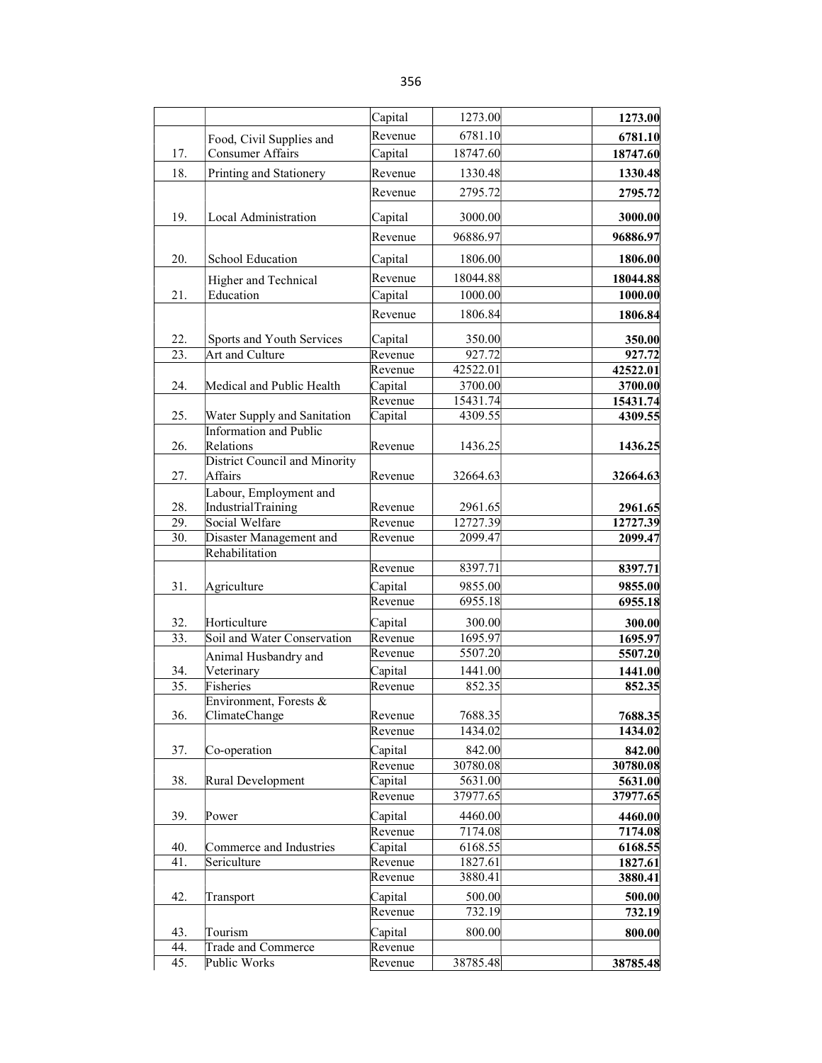| | | Capital | 1273.00 | | **1273.00** |
|---|---|---|---|---|---|
| | Food, Civil Supplies and | Revenue | 6781.10 | | **6781.10** |
| 17. | Consumer Affairs | Capital | 18747.60 | | **18747.60** |
| 18. | Printing and Stationery | Revenue | 1330.48 | | **1330.48** |
| | | Revenue | 2795.72 | | **2795.72** |
| 19. | Local Administration | Capital | 3000.00 | | **3000.00** |
| | | Revenue | 96886.97 | | **96886.97** |
| 20. | School Education | Capital | 1806.00 | | **1806.00** |
| | Higher and Technical | Revenue | 18044.88 | | **18044.88** |
| 21. | Education | Capital | 1000.00 | | **1000.00** |
| | | Revenue | 1806.84 | | **1806.84** |
| 22. | Sports and Youth Services | Capital | 350.00 | | **350.00** |
| 23. | Art and Culture | Revenue | 927.72 | | **927.72** |
| | | Revenue | 42522.01 | | **42522.01** |
| 24. | Medical and Public Health | Capital | 3700.00 | | **3700.00** |
| | | Revenue | 15431.74 | | **15431.74** |
| 25. | Water Supply and Sanitation | Capital | 4309.55 | | **4309.55** |
| 26. | Information and Public Relations | Revenue | 1436.25 | | **1436.25** |
| 27. | District Council and Minority Affairs | Revenue | 32664.63 | | **32664.63** |
| 28. | Labour, Employment and IndustrialTraining | Revenue | 2961.65 | | **2961.65** |
| 29. | Social Welfare | Revenue | 12727.39 | | **12727.39** |
| 30. | Disaster Management and Rehabilitation | Revenue | 2099.47 | | **2099.47** |
| | | Revenue | 8397.71 | | **8397.71** |
| 31. | Agriculture | Capital | 9855.00 | | **9855.00** |
| | | Revenue | 6955.18 | | **6955.18** |
| 32. | Horticulture | Capital | 300.00 | | **300.00** |
| 33. | Soil and Water Conservation | Revenue | 1695.97 | | **1695.97** |
| | Animal Husbandry and | Revenue | 5507.20 | | **5507.20** |
| 34. | Veterinary | Capital | 1441.00 | | **1441.00** |
| 35. | Fisheries | Revenue | 852.35 | | **852.35** |
| 36. | Environment, Forests & ClimateChange | Revenue | 7688.35 | | **7688.35** |
| | | Revenue | 1434.02 | | **1434.02** |
| 37. | Co-operation | Capital | 842.00 | | **842.00** |
| | | Revenue | 30780.08 | | **30780.08** |
| 38. | Rural Development | Capital | 5631.00 | | **5631.00** |
| | | Revenue | 37977.65 | | **37977.65** |
| 39. | Power | Capital | 4460.00 | | **4460.00** |
| | | Revenue | 7174.08 | | **7174.08** |
| 40. | Commerce and Industries | Capital | 6168.55 | | **6168.55** |
| 41. | Sericulture | Revenue | 1827.61 | | **1827.61** |
| | | Revenue | 3880.41 | | **3880.41** |
| 42. | Transport | Capital | 500.00 | | **500.00** |
| | | Revenue | 732.19 | | **732.19** |
| 43. | Tourism | Capital | 800.00 | | **800.00** |
| 44. | Trade and Commerce | Revenue | | | |
| 45. | Public Works | Revenue | 38785.48 | | **38785.48** |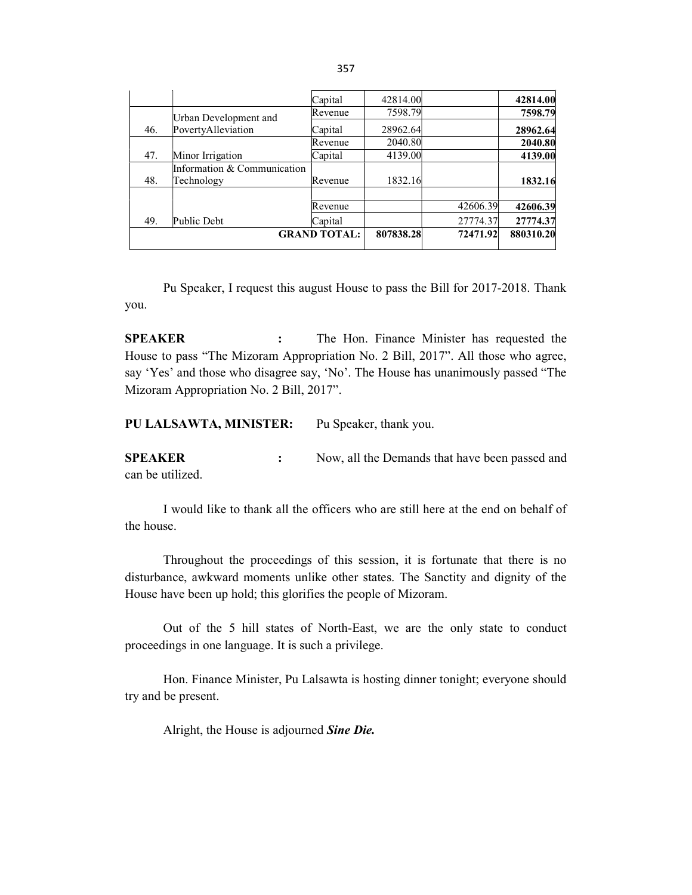| | | | | | |
|---|---|---|---|---|---|
| | | Capital | 42814.00 | | **42814.00** |
| | Urban Development and | Revenue | 7598.79 | | **7598.79** |
| 46. | PovertyAlleviation | Capital | 28962.64 | | **28962.64** |
| | | Revenue | 2040.80 | | **2040.80** |
| 47. | Minor Irrigation | Capital | 4139.00 | | **4139.00** |
| 48. | Information & Communication Technology | Revenue | 1832.16 | | **1832.16** |
| | | Revenue | | 42606.39 | **42606.39** |
| 49. | Public Debt | Capital | | 27774.37 | **27774.37** |
| | | **GRAND TOTAL:** | **807838.28** | **72471.92** | **880310.20** |

Pu Speaker, I request this august House to pass the Bill for 2017-2018. Thank you.

**SPEAKER :** The Hon. Finance Minister has requested the House to pass "The Mizoram Appropriation No. 2 Bill, 2017". All those who agree, say 'Yes' and those who disagree say, 'No'. The House has unanimously passed "The Mizoram Appropriation No. 2 Bill, 2017".

**PU LALSAWTA, MINISTER:** Pu Speaker, thank you.

**SPEAKER :** Now, all the Demands that have been passed and can be utilized.

I would like to thank all the officers who are still here at the end on behalf of the house.

Throughout the proceedings of this session, it is fortunate that there is no disturbance, awkward moments unlike other states. The Sanctity and dignity of the House have been up hold; this glorifies the people of Mizoram.

Out of the 5 hill states of North-East, we are the only state to conduct proceedings in one language. It is such a privilege.

Hon. Finance Minister, Pu Lalsawta is hosting dinner tonight; everyone should try and be present.

Alright, the House is adjourned ***Sine Die.***